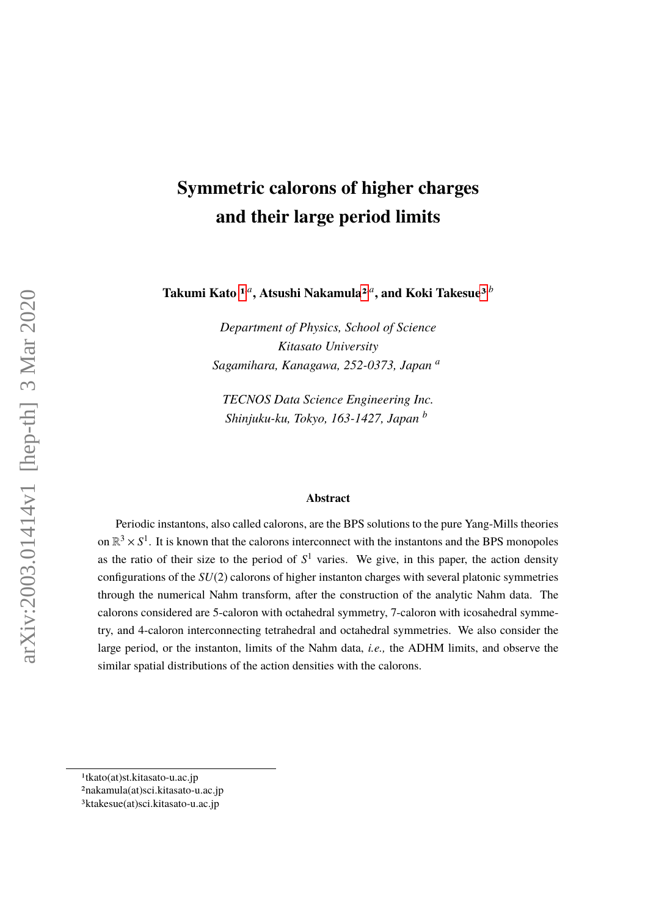# Symmetric calorons of higher charges and their large period limits

**Takumi Kato [1]a, Atsushi Nakamula[2]a, and Koki Takesue[3]b**

*Department of Physics, School of Science*
*Kitasato University*
*Sagamihara, Kanagawa, 252-0373, Japan [a]*

*TECNOS Data Science Engineering Inc.*
*Shinjuku-ku, Tokyo, 163-1427, Japan [b]*

### Abstract

Periodic instantons, also called calorons, are the BPS solutions to the pure Yang-Mills theories on $\mathbb{R}^3 \times S^1$. It is known that the calorons interconnect with the instantons and the BPS monopoles as the ratio of their size to the period of $S^1$ varies. We give, in this paper, the action density configurations of the $SU(2)$ calorons of higher instanton charges with several platonic symmetries through the numerical Nahm transform, after the construction of the analytic Nahm data. The calorons considered are 5-caloron with octahedral symmetry, 7-caloron with icosahedral symmetry, and 4-caloron interconnecting tetrahedral and octahedral symmetries. We also consider the large period, or the instanton, limits of the Nahm data, *i.e.,* the ADHM limits, and observe the similar spatial distributions of the action densities with the calorons.

---

[1] tkato(at)st.kitasato-u.ac.jp
[2] nakamula(at)sci.kitasato-u.ac.jp
[3] ktakesue(at)sci.kitasato-u.ac.jp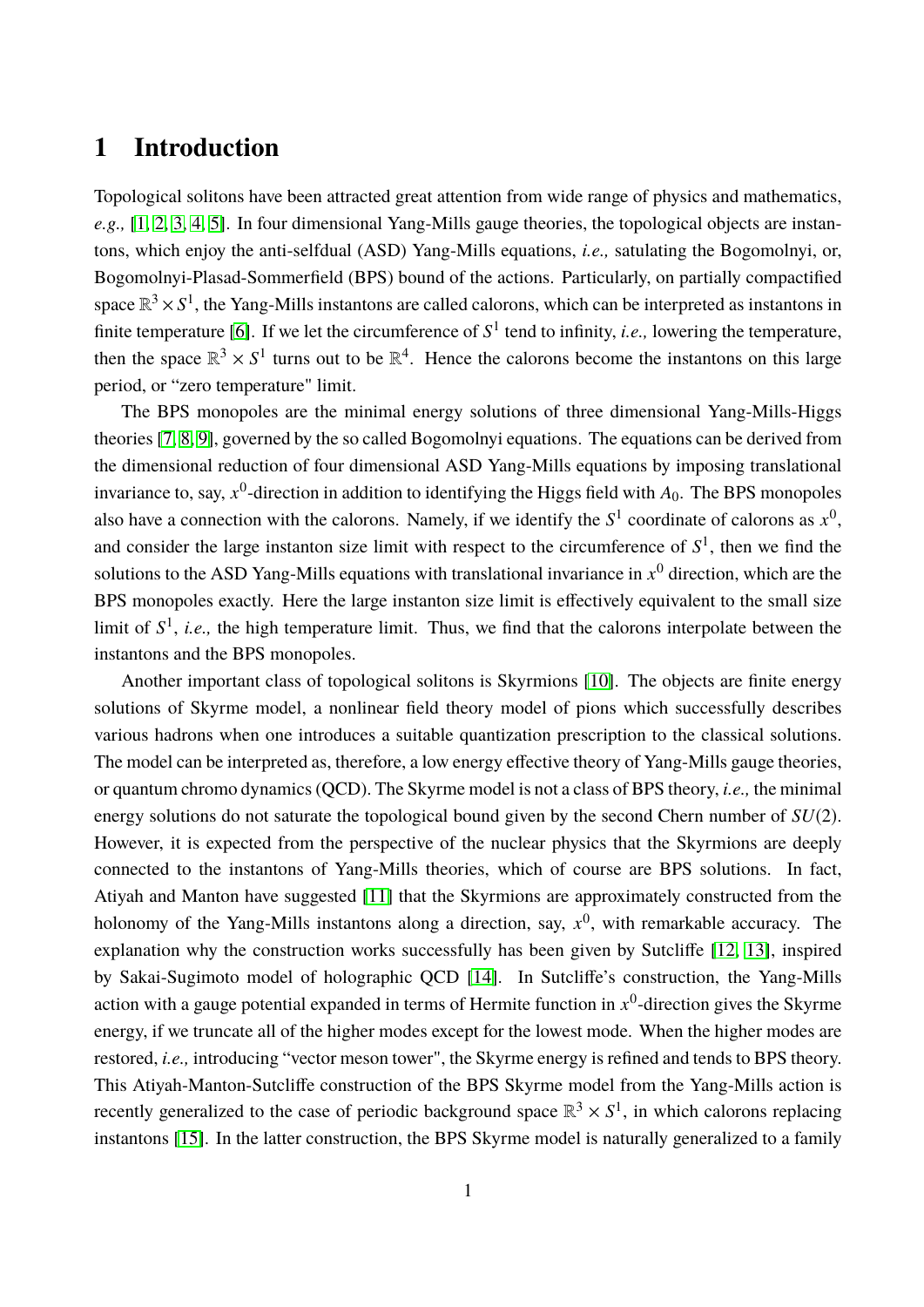# 1 Introduction

Topological solitons have been attracted great attention from wide range of physics and mathematics, *e.g.,* [1, 2, 3, 4, 5]. In four dimensional Yang-Mills gauge theories, the topological objects are instantons, which enjoy the anti-selfdual (ASD) Yang-Mills equations, *i.e.,* satulating the Bogomolnyi, or, Bogomolnyi-Plasad-Sommerfield (BPS) bound of the actions. Particularly, on partially compactified space $\mathbb{R}^3 \times S^1$, the Yang-Mills instantons are called calorons, which can be interpreted as instantons in finite temperature [6]. If we let the circumference of $S^1$ tend to infinity, *i.e.,* lowering the temperature, then the space $\mathbb{R}^3 \times S^1$ turns out to be $\mathbb{R}^4$. Hence the calorons become the instantons on this large period, or "zero temperature" limit.

The BPS monopoles are the minimal energy solutions of three dimensional Yang-Mills-Higgs theories [7, 8, 9], governed by the so called Bogomolnyi equations. The equations can be derived from the dimensional reduction of four dimensional ASD Yang-Mills equations by imposing translational invariance to, say, $x^0$-direction in addition to identifying the Higgs field with $A_0$. The BPS monopoles also have a connection with the calorons. Namely, if we identify the $S^1$ coordinate of calorons as $x^0$, and consider the large instanton size limit with respect to the circumference of $S^1$, then we find the solutions to the ASD Yang-Mills equations with translational invariance in $x^0$ direction, which are the BPS monopoles exactly. Here the large instanton size limit is effectively equivalent to the small size limit of $S^1$, *i.e.,* the high temperature limit. Thus, we find that the calorons interpolate between the instantons and the BPS monopoles.

Another important class of topological solitons is Skyrmions [10]. The objects are finite energy solutions of Skyrme model, a nonlinear field theory model of pions which successfully describes various hadrons when one introduces a suitable quantization prescription to the classical solutions. The model can be interpreted as, therefore, a low energy effective theory of Yang-Mills gauge theories, or quantum chromo dynamics (QCD). The Skyrme model is not a class of BPS theory, *i.e.,* the minimal energy solutions do not saturate the topological bound given by the second Chern number of $SU(2)$. However, it is expected from the perspective of the nuclear physics that the Skyrmions are deeply connected to the instantons of Yang-Mills theories, which of course are BPS solutions. In fact, Atiyah and Manton have suggested [11] that the Skyrmions are approximately constructed from the holonomy of the Yang-Mills instantons along a direction, say, $x^0$, with remarkable accuracy. The explanation why the construction works successfully has been given by Sutcliffe [12, 13], inspired by Sakai-Sugimoto model of holographic QCD [14]. In Sutcliffe's construction, the Yang-Mills action with a gauge potential expanded in terms of Hermite function in $x^0$-direction gives the Skyrme energy, if we truncate all of the higher modes except for the lowest mode. When the higher modes are restored, *i.e.,* introducing "vector meson tower", the Skyrme energy is refined and tends to BPS theory. This Atiyah-Manton-Sutcliffe construction of the BPS Skyrme model from the Yang-Mills action is recently generalized to the case of periodic background space $\mathbb{R}^3 \times S^1$, in which calorons replacing instantons [15]. In the latter construction, the BPS Skyrme model is naturally generalized to a family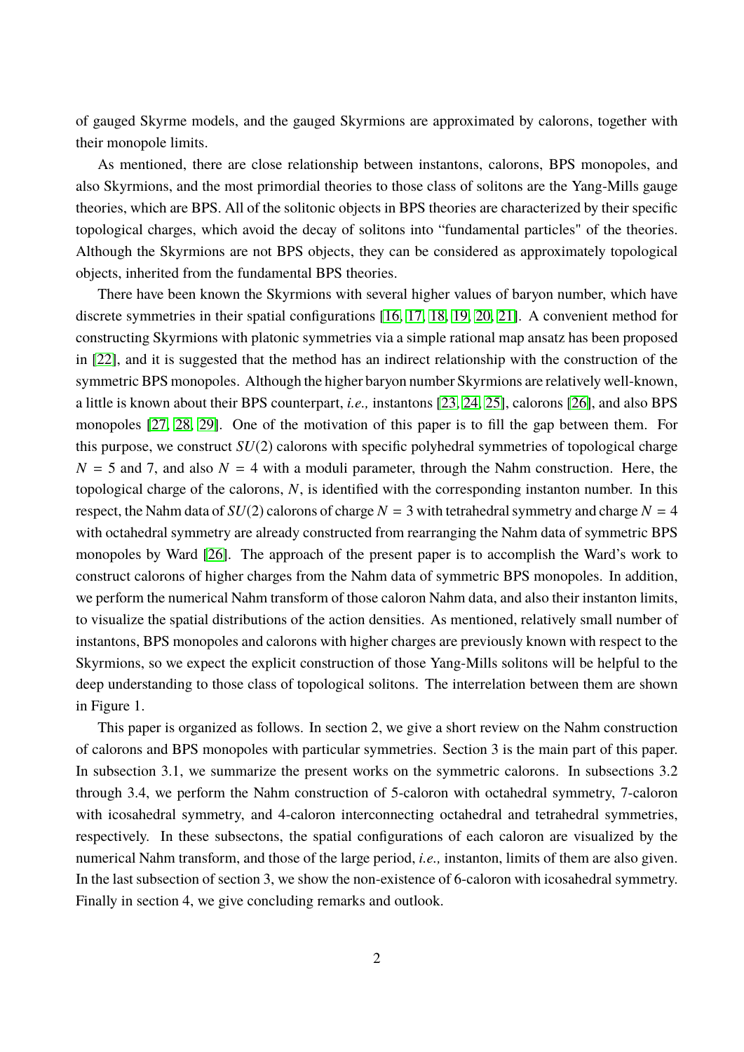of gauged Skyrme models, and the gauged Skyrmions are approximated by calorons, together with their monopole limits.

As mentioned, there are close relationship between instantons, calorons, BPS monopoles, and also Skyrmions, and the most primordial theories to those class of solitons are the Yang-Mills gauge theories, which are BPS. All of the solitonic objects in BPS theories are characterized by their specific topological charges, which avoid the decay of solitons into "fundamental particles" of the theories. Although the Skyrmions are not BPS objects, they can be considered as approximately topological objects, inherited from the fundamental BPS theories.

There have been known the Skyrmions with several higher values of baryon number, which have discrete symmetries in their spatial configurations [16, 17, 18, 19, 20, 21]. A convenient method for constructing Skyrmions with platonic symmetries via a simple rational map ansatz has been proposed in [22], and it is suggested that the method has an indirect relationship with the construction of the symmetric BPS monopoles. Although the higher baryon number Skyrmions are relatively well-known, a little is known about their BPS counterpart, *i.e.,* instantons [23, 24, 25], calorons [26], and also BPS monopoles [27, 28, 29]. One of the motivation of this paper is to fill the gap between them. For this purpose, we construct $SU(2)$ calorons with specific polyhedral symmetries of topological charge $N = 5$ and 7, and also $N = 4$ with a moduli parameter, through the Nahm construction. Here, the topological charge of the calorons, $N$, is identified with the corresponding instanton number. In this respect, the Nahm data of $SU(2)$ calorons of charge $N = 3$ with tetrahedral symmetry and charge $N = 4$ with octahedral symmetry are already constructed from rearranging the Nahm data of symmetric BPS monopoles by Ward [26]. The approach of the present paper is to accomplish the Ward's work to construct calorons of higher charges from the Nahm data of symmetric BPS monopoles. In addition, we perform the numerical Nahm transform of those caloron Nahm data, and also their instanton limits, to visualize the spatial distributions of the action densities. As mentioned, relatively small number of instantons, BPS monopoles and calorons with higher charges are previously known with respect to the Skyrmions, so we expect the explicit construction of those Yang-Mills solitons will be helpful to the deep understanding to those class of topological solitons. The interrelation between them are shown in Figure 1.

This paper is organized as follows. In section 2, we give a short review on the Nahm construction of calorons and BPS monopoles with particular symmetries. Section 3 is the main part of this paper. In subsection 3.1, we summarize the present works on the symmetric calorons. In subsections 3.2 through 3.4, we perform the Nahm construction of 5-caloron with octahedral symmetry, 7-caloron with icosahedral symmetry, and 4-caloron interconnecting octahedral and tetrahedral symmetries, respectively. In these subsectons, the spatial configurations of each caloron are visualized by the numerical Nahm transform, and those of the large period, *i.e.,* instanton, limits of them are also given. In the last subsection of section 3, we show the non-existence of 6-caloron with icosahedral symmetry. Finally in section 4, we give concluding remarks and outlook.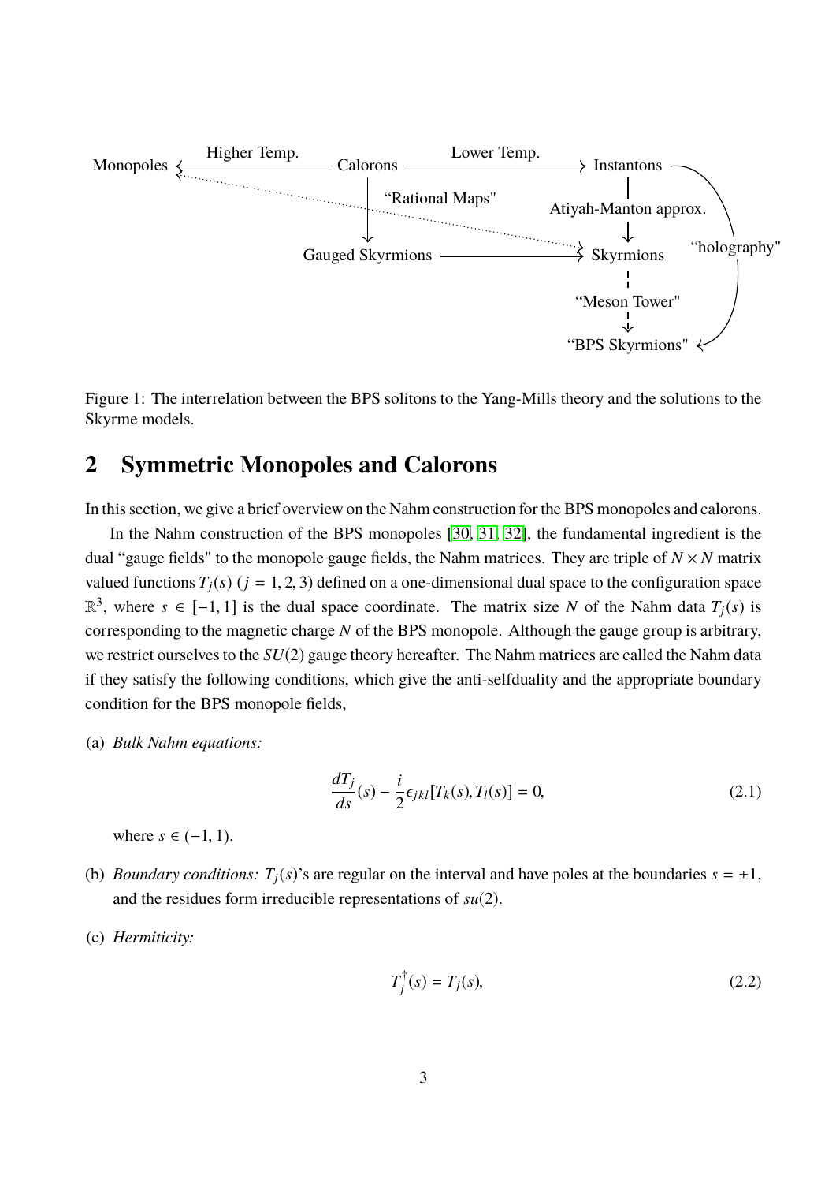Figure 1: The interrelation between the BPS solitons to the Yang-Mills theory and the solutions to the Skyrme models.

## 2 Symmetric Monopoles and Calorons

In this section, we give a brief overview on the Nahm construction for the BPS monopoles and calorons.

In the Nahm construction of the BPS monopoles [30, 31, 32], the fundamental ingredient is the dual "gauge fields" to the monopole gauge fields, the Nahm matrices. They are triple of $N \times N$ matrix valued functions $T_j(s)$ ($j = 1, 2, 3$) defined on a one-dimensional dual space to the configuration space $\mathbb{R}^3$, where $s \in [-1, 1]$ is the dual space coordinate. The matrix size $N$ of the Nahm data $T_j(s)$ is corresponding to the magnetic charge $N$ of the BPS monopole. Although the gauge group is arbitrary, we restrict ourselves to the $SU(2)$ gauge theory hereafter. The Nahm matrices are called the Nahm data if they satisfy the following conditions, which give the anti-selfduality and the appropriate boundary condition for the BPS monopole fields,

(a) *Bulk Nahm equations:*

$$\frac{dT_j}{ds}(s) - \frac{i}{2}\epsilon_{jkl}[T_k(s), T_l(s)] = 0, \tag{2.1}$$

where $s \in (-1, 1)$.

(b) *Boundary conditions:* $T_j(s)$'s are regular on the interval and have poles at the boundaries $s = \pm 1$, and the residues form irreducible representations of $su(2)$.

(c) *Hermiticity:*

$$T_j^\dagger(s) = T_j(s), \tag{2.2}$$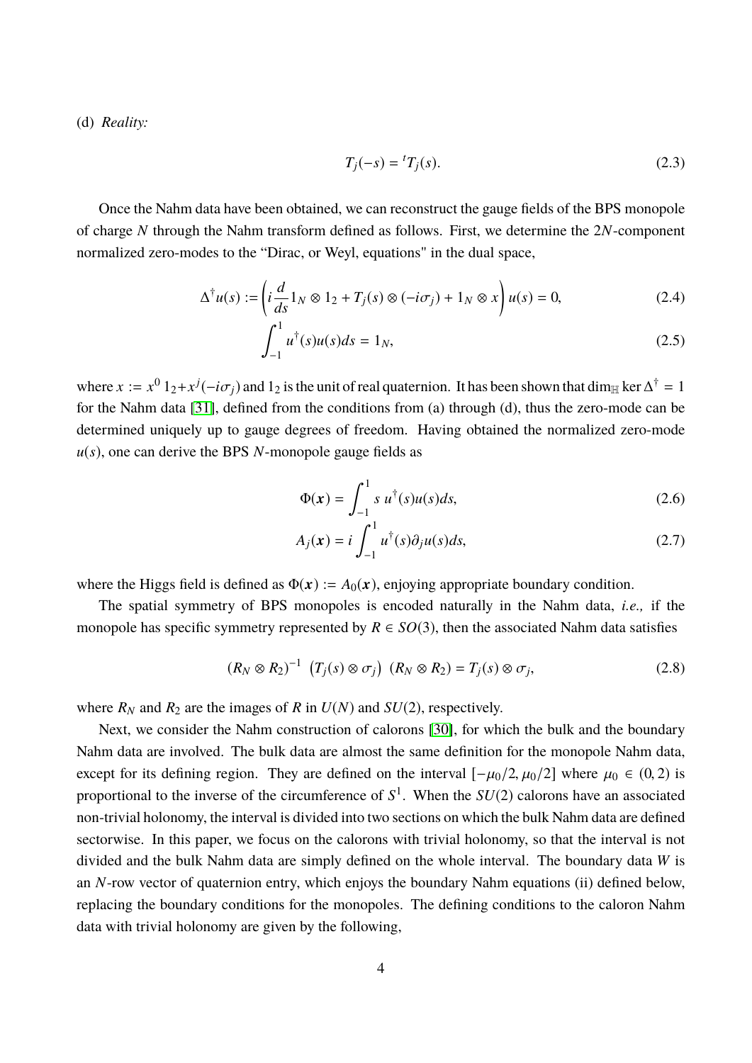(d) *Reality:*

$$T_j(-s) = {}^tT_j(s). \tag{2.3}$$

Once the Nahm data have been obtained, we can reconstruct the gauge fields of the BPS monopole of charge $N$ through the Nahm transform defined as follows. First, we determine the $2N$-component normalized zero-modes to the "Dirac, or Weyl, equations" in the dual space,

$$\Delta^\dagger u(s) := \left( i\frac{d}{ds} 1_N \otimes 1_2 + T_j(s) \otimes (-i\sigma_j) + 1_N \otimes x \right) u(s) = 0, \tag{2.4}$$

$$\int_{-1}^{1} u^\dagger(s) u(s) ds = 1_N, \tag{2.5}$$

where $x := x^0\, 1_2 + x^j(-i\sigma_j)$ and $1_2$ is the unit of real quaternion. It has been shown that $\dim_{\mathbb{H}} \ker \Delta^\dagger = 1$ for the Nahm data [31], defined from the conditions from (a) through (d), thus the zero-mode can be determined uniquely up to gauge degrees of freedom. Having obtained the normalized zero-mode $u(s)$, one can derive the BPS $N$-monopole gauge fields as

$$\Phi(\boldsymbol{x}) = \int_{-1}^{1} s\, u^\dagger(s) u(s) ds, \tag{2.6}$$

$$A_j(\boldsymbol{x}) = i \int_{-1}^{1} u^\dagger(s) \partial_j u(s) ds, \tag{2.7}$$

where the Higgs field is defined as $\Phi(\boldsymbol{x}) := A_0(\boldsymbol{x})$, enjoying appropriate boundary condition.

The spatial symmetry of BPS monopoles is encoded naturally in the Nahm data, *i.e.,* if the monopole has specific symmetry represented by $R \in SO(3)$, then the associated Nahm data satisfies

$$(R_N \otimes R_2)^{-1} \left( T_j(s) \otimes \sigma_j \right) (R_N \otimes R_2) = T_j(s) \otimes \sigma_j, \tag{2.8}$$

where $R_N$ and $R_2$ are the images of $R$ in $U(N)$ and $SU(2)$, respectively.

Next, we consider the Nahm construction of calorons [30], for which the bulk and the boundary Nahm data are involved. The bulk data are almost the same definition for the monopole Nahm data, except for its defining region. They are defined on the interval $[-\mu_0/2, \mu_0/2]$ where $\mu_0 \in (0, 2)$ is proportional to the inverse of the circumference of $S^1$. When the $SU(2)$ calorons have an associated non-trivial holonomy, the interval is divided into two sections on which the bulk Nahm data are defined sectorwise. In this paper, we focus on the calorons with trivial holonomy, so that the interval is not divided and the bulk Nahm data are simply defined on the whole interval. The boundary data $W$ is an $N$-row vector of quaternion entry, which enjoys the boundary Nahm equations (ii) defined below, replacing the boundary conditions for the monopoles. The defining conditions to the caloron Nahm data with trivial holonomy are given by the following,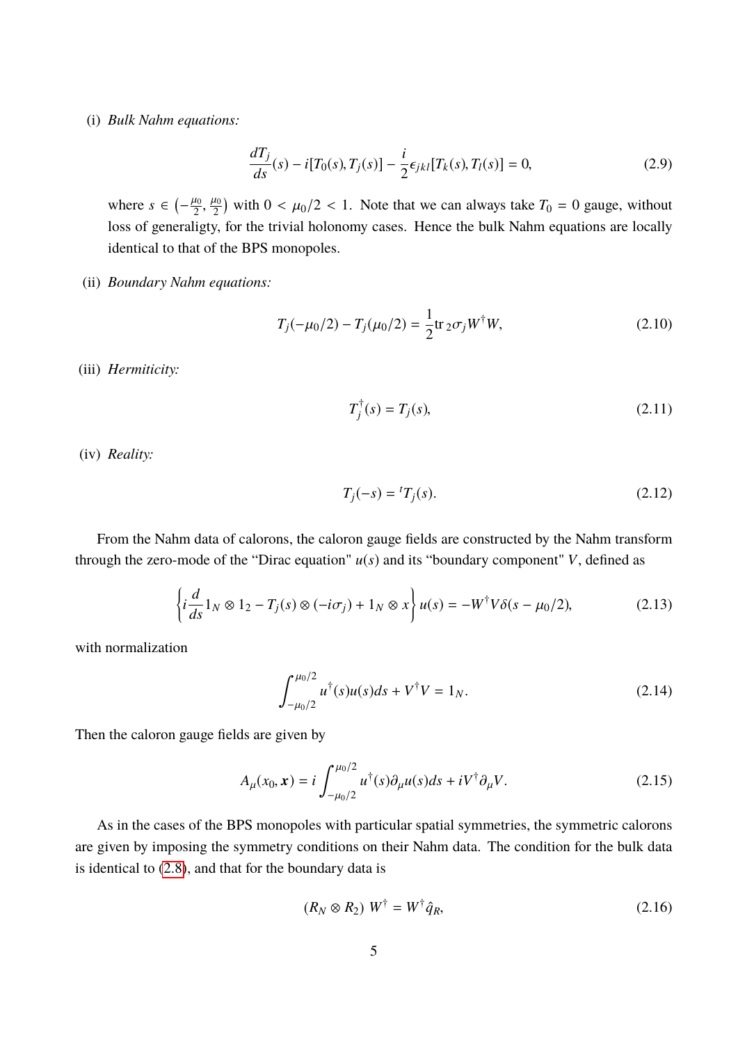(i) *Bulk Nahm equations:*

$$\frac{dT_j}{ds}(s) - i[T_0(s), T_j(s)] - \frac{i}{2}\epsilon_{jkl}[T_k(s), T_l(s)] = 0, \tag{2.9}$$

where $s \in \left(-\frac{\mu_0}{2}, \frac{\mu_0}{2}\right)$ with $0 < \mu_0/2 < 1$. Note that we can always take $T_0 = 0$ gauge, without loss of generaligty, for the trivial holonomy cases. Hence the bulk Nahm equations are locally identical to that of the BPS monopoles.

(ii) *Boundary Nahm equations:*

$$T_j(-\mu_0/2) - T_j(\mu_0/2) = \frac{1}{2}\mathrm{tr}_{\,2}\sigma_j W^\dagger W, \tag{2.10}$$

(iii) *Hermiticity:*

$$T_j^\dagger(s) = T_j(s), \tag{2.11}$$

(iv) *Reality:*

$$T_j(-s) = {}^tT_j(s). \tag{2.12}$$

From the Nahm data of calorons, the caloron gauge fields are constructed by the Nahm transform through the zero-mode of the "Dirac equation" $u(s)$ and its "boundary component" $V$, defined as

$$\left\{ i\frac{d}{ds}1_N \otimes 1_2 - T_j(s) \otimes (-i\sigma_j) + 1_N \otimes x \right\} u(s) = -W^\dagger V \delta(s - \mu_0/2), \tag{2.13}$$

with normalization

$$\int_{-\mu_0/2}^{\mu_0/2} u^\dagger(s)u(s)ds + V^\dagger V = 1_N. \tag{2.14}$$

Then the caloron gauge fields are given by

$$A_\mu(x_0, \boldsymbol{x}) = i\int_{-\mu_0/2}^{\mu_0/2} u^\dagger(s)\partial_\mu u(s)ds + iV^\dagger \partial_\mu V. \tag{2.15}$$

As in the cases of the BPS monopoles with particular spatial symmetries, the symmetric calorons are given by imposing the symmetry conditions on their Nahm data. The condition for the bulk data is identical to (2.8), and that for the boundary data is

$$(R_N \otimes R_2)\; W^\dagger = W^\dagger \hat{q}_R, \tag{2.16}$$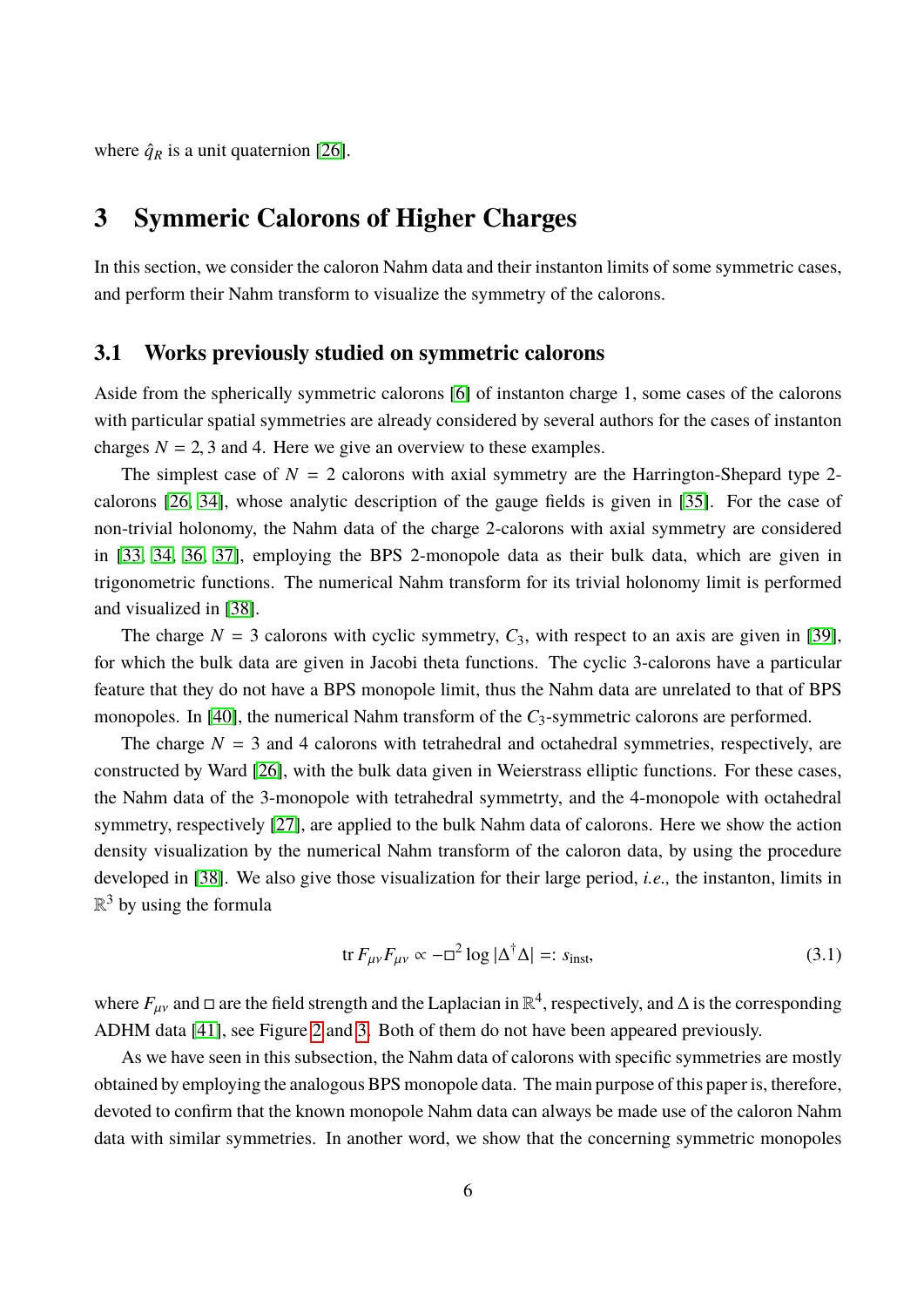where $\hat{q}_R$ is a unit quaternion [26].

# 3 Symmeric Calorons of Higher Charges

In this section, we consider the caloron Nahm data and their instanton limits of some symmetric cases, and perform their Nahm transform to visualize the symmetry of the calorons.

## 3.1 Works previously studied on symmetric calorons

Aside from the spherically symmetric calorons [6] of instanton charge 1, some cases of the calorons with particular spatial symmetries are already considered by several authors for the cases of instanton charges $N = 2, 3$ and 4. Here we give an overview to these examples.

The simplest case of $N = 2$ calorons with axial symmetry are the Harrington-Shepard type 2-calorons [26, 34], whose analytic description of the gauge fields is given in [35]. For the case of non-trivial holonomy, the Nahm data of the charge 2-calorons with axial symmetry are considered in [33, 34, 36, 37], employing the BPS 2-monopole data as their bulk data, which are given in trigonometric functions. The numerical Nahm transform for its trivial holonomy limit is performed and visualized in [38].

The charge $N = 3$ calorons with cyclic symmetry, $C_3$, with respect to an axis are given in [39], for which the bulk data are given in Jacobi theta functions. The cyclic 3-calorons have a particular feature that they do not have a BPS monopole limit, thus the Nahm data are unrelated to that of BPS monopoles. In [40], the numerical Nahm transform of the $C_3$-symmetric calorons are performed.

The charge $N = 3$ and 4 calorons with tetrahedral and octahedral symmetries, respectively, are constructed by Ward [26], with the bulk data given in Weierstrass elliptic functions. For these cases, the Nahm data of the 3-monopole with tetrahedral symmetrty, and the 4-monopole with octahedral symmetry, respectively [27], are applied to the bulk Nahm data of calorons. Here we show the action density visualization by the numerical Nahm transform of the caloron data, by using the procedure developed in [38]. We also give those visualization for their large period, *i.e.,* the instanton, limits in $\mathbb{R}^3$ by using the formula

$$\operatorname{tr} F_{\mu\nu} F_{\mu\nu} \propto -\Box^2 \log |\Delta^\dagger \Delta| =: s_{\text{inst}}, \tag{3.1}$$

where $F_{\mu\nu}$ and $\Box$ are the field strength and the Laplacian in $\mathbb{R}^4$, respectively, and $\Delta$ is the corresponding ADHM data [41], see Figure 2 and 3. Both of them do not have been appeared previously.

As we have seen in this subsection, the Nahm data of calorons with specific symmetries are mostly obtained by employing the analogous BPS monopole data. The main purpose of this paper is, therefore, devoted to confirm that the known monopole Nahm data can always be made use of the caloron Nahm data with similar symmetries. In another word, we show that the concerning symmetric monopoles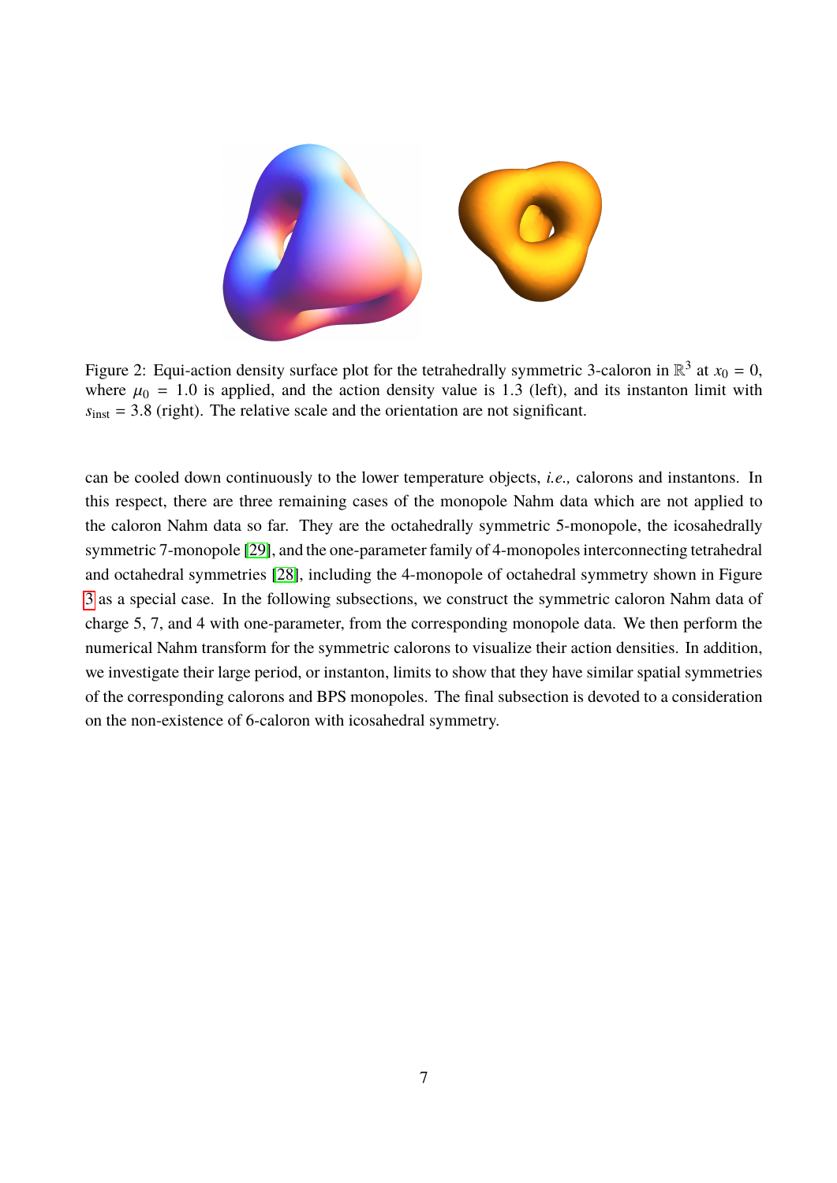Figure 2: Equi-action density surface plot for the tetrahedrally symmetric 3-caloron in $\mathbb{R}^3$ at $x_0 = 0$, where $\mu_0 = 1.0$ is applied, and the action density value is 1.3 (left), and its instanton limit with $s_{\rm inst} = 3.8$ (right). The relative scale and the orientation are not significant.

can be cooled down continuously to the lower temperature objects, *i.e.,* calorons and instantons. In this respect, there are three remaining cases of the monopole Nahm data which are not applied to the caloron Nahm data so far. They are the octahedrally symmetric 5-monopole, the icosahedrally symmetric 7-monopole [29], and the one-parameter family of 4-monopoles interconnecting tetrahedral and octahedral symmetries [28], including the 4-monopole of octahedral symmetry shown in Figure 3 as a special case. In the following subsections, we construct the symmetric caloron Nahm data of charge 5, 7, and 4 with one-parameter, from the corresponding monopole data. We then perform the numerical Nahm transform for the symmetric calorons to visualize their action densities. In addition, we investigate their large period, or instanton, limits to show that they have similar spatial symmetries of the corresponding calorons and BPS monopoles. The final subsection is devoted to a consideration on the non-existence of 6-caloron with icosahedral symmetry.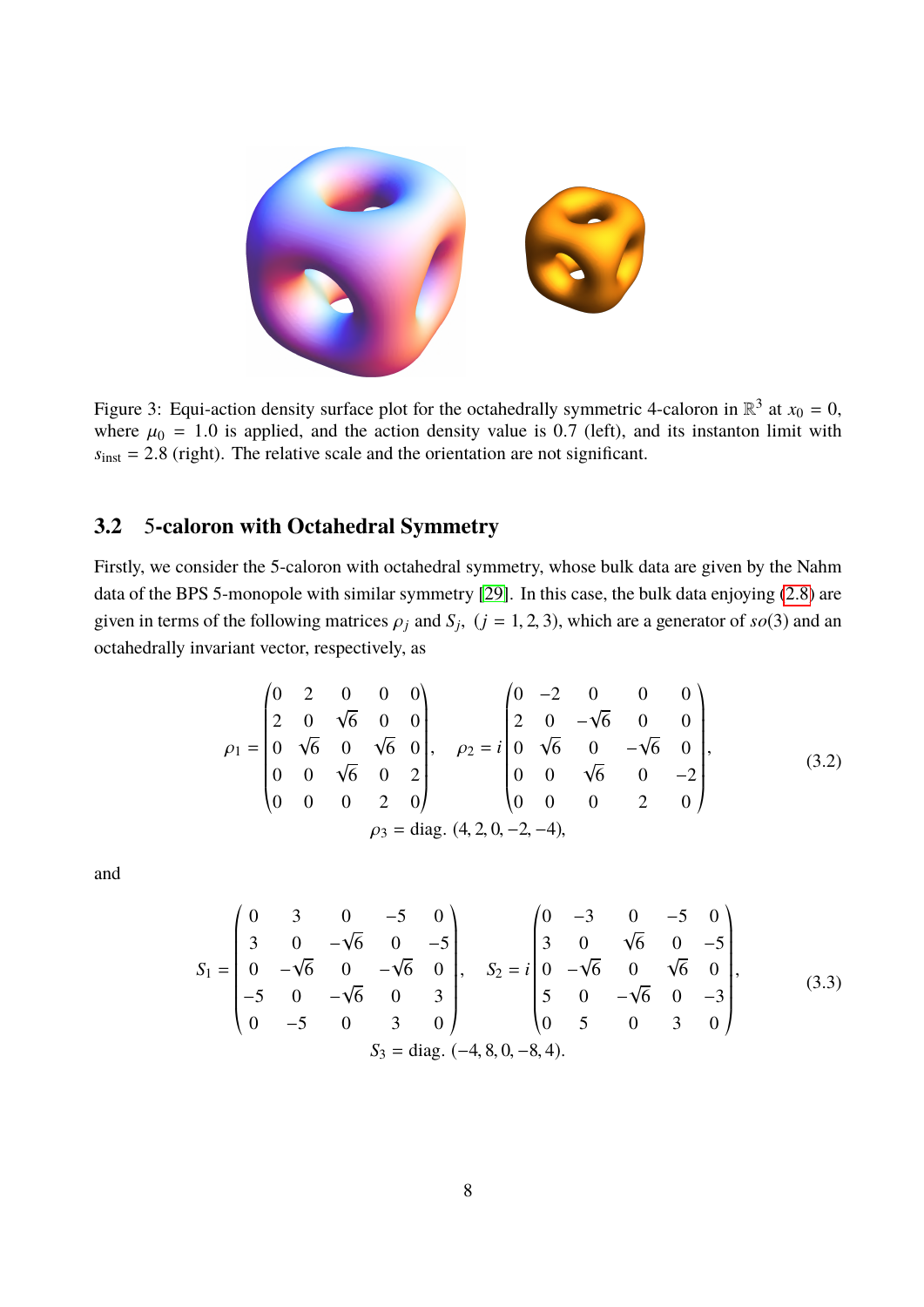Figure 3: Equi-action density surface plot for the octahedrally symmetric 4-caloron in $\mathbb{R}^3$ at $x_0 = 0$, where $\mu_0 = 1.0$ is applied, and the action density value is 0.7 (left), and its instanton limit with $s_{\text{inst}} = 2.8$ (right). The relative scale and the orientation are not significant.

### 3.2 5-caloron with Octahedral Symmetry

Firstly, we consider the 5-caloron with octahedral symmetry, whose bulk data are given by the Nahm data of the BPS 5-monopole with similar symmetry [29]. In this case, the bulk data enjoying (2.8) are given in terms of the following matrices $\rho_j$ and $S_j$, $(j = 1, 2, 3)$, which are a generator of $so(3)$ and an octahedrally invariant vector, respectively, as

$$\rho_1 = \begin{pmatrix} 0 & 2 & 0 & 0 & 0 \\ 2 & 0 & \sqrt{6} & 0 & 0 \\ 0 & \sqrt{6} & 0 & \sqrt{6} & 0 \\ 0 & 0 & \sqrt{6} & 0 & 2 \\ 0 & 0 & 0 & 2 & 0 \end{pmatrix}, \quad \rho_2 = i \begin{pmatrix} 0 & -2 & 0 & 0 & 0 \\ 2 & 0 & -\sqrt{6} & 0 & 0 \\ 0 & \sqrt{6} & 0 & -\sqrt{6} & 0 \\ 0 & 0 & \sqrt{6} & 0 & -2 \\ 0 & 0 & 0 & 2 & 0 \end{pmatrix},$$
$$\rho_3 = \text{diag.}\ (4, 2, 0, -2, -4), \tag{3.2}$$

and

$$S_1 = \begin{pmatrix} 0 & 3 & 0 & -5 & 0 \\ 3 & 0 & -\sqrt{6} & 0 & -5 \\ 0 & -\sqrt{6} & 0 & -\sqrt{6} & 0 \\ -5 & 0 & -\sqrt{6} & 0 & 3 \\ 0 & -5 & 0 & 3 & 0 \end{pmatrix}, \quad S_2 = i \begin{pmatrix} 0 & -3 & 0 & -5 & 0 \\ 3 & 0 & \sqrt{6} & 0 & -5 \\ 0 & -\sqrt{6} & 0 & \sqrt{6} & 0 \\ 5 & 0 & -\sqrt{6} & 0 & -3 \\ 0 & 5 & 0 & 3 & 0 \end{pmatrix},$$
$$S_3 = \text{diag.}\ (-4, 8, 0, -8, 4). \tag{3.3}$$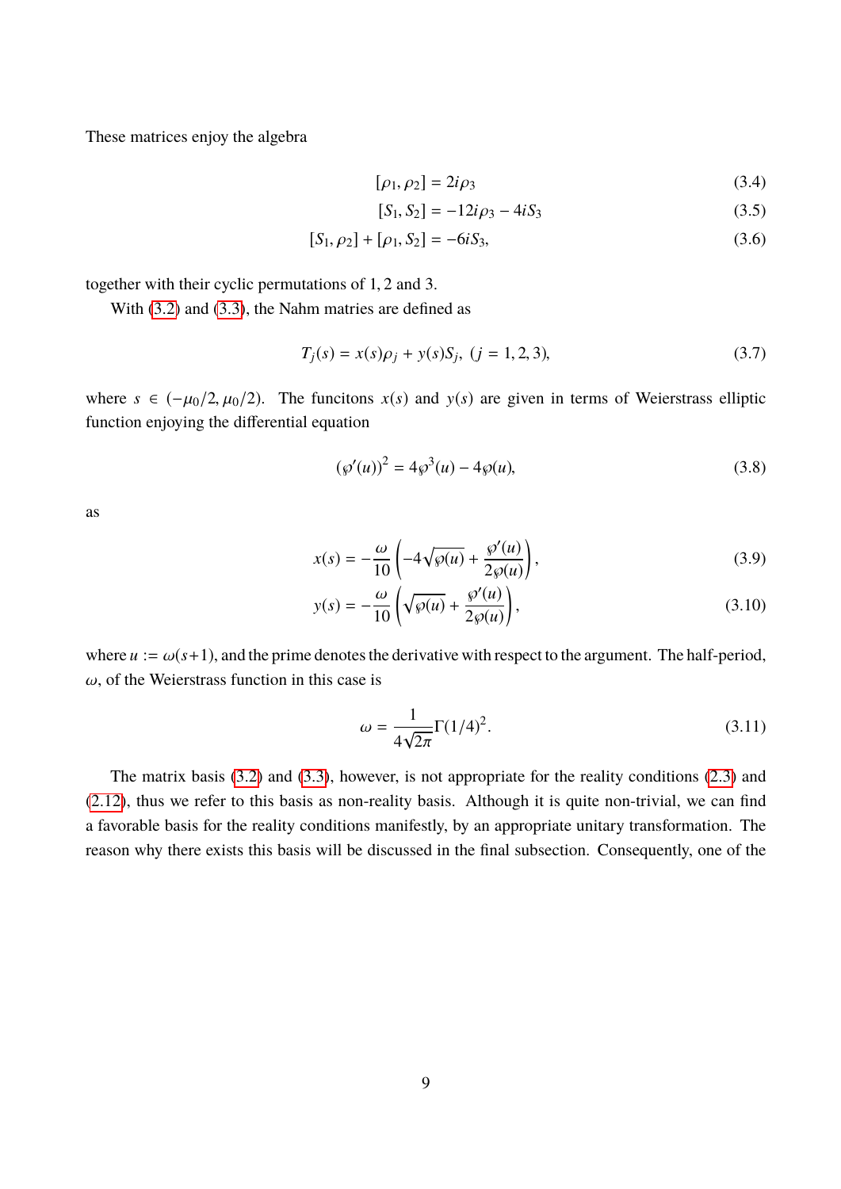These matrices enjoy the algebra

$$[\rho_1, \rho_2] = 2i\rho_3 \tag{3.4}$$

$$[S_1, S_2] = -12i\rho_3 - 4iS_3 \tag{3.5}$$

$$[S_1, \rho_2] + [\rho_1, S_2] = -6iS_3, \tag{3.6}$$

together with their cyclic permutations of 1, 2 and 3.

With (3.2) and (3.3), the Nahm matrices are defined as

$$T_j(s) = x(s)\rho_j + y(s)S_j, \ (j = 1, 2, 3), \tag{3.7}$$

where $s \in (-\mu_0/2, \mu_0/2)$. The funcitons $x(s)$ and $y(s)$ are given in terms of Weierstrass elliptic function enjoying the differential equation

$$(\wp'(u))^2 = 4\wp^3(u) - 4\wp(u), \tag{3.8}$$

as

$$x(s) = -\frac{\omega}{10}\left(-4\sqrt{\wp(u)} + \frac{\wp'(u)}{2\wp(u)}\right), \tag{3.9}$$

$$y(s) = -\frac{\omega}{10}\left(\sqrt{\wp(u)} + \frac{\wp'(u)}{2\wp(u)}\right), \tag{3.10}$$

where $u := \omega(s+1)$, and the prime denotes the derivative with respect to the argument. The half-period, $\omega$, of the Weierstrass function in this case is

$$\omega = \frac{1}{4\sqrt{2\pi}}\Gamma(1/4)^2. \tag{3.11}$$

The matrix basis (3.2) and (3.3), however, is not appropriate for the reality conditions (2.3) and (2.12), thus we refer to this basis as non-reality basis. Although it is quite non-trivial, we can find a favorable basis for the reality conditions manifestly, by an appropriate unitary transformation. The reason why there exists this basis will be discussed in the final subsection. Consequently, one of the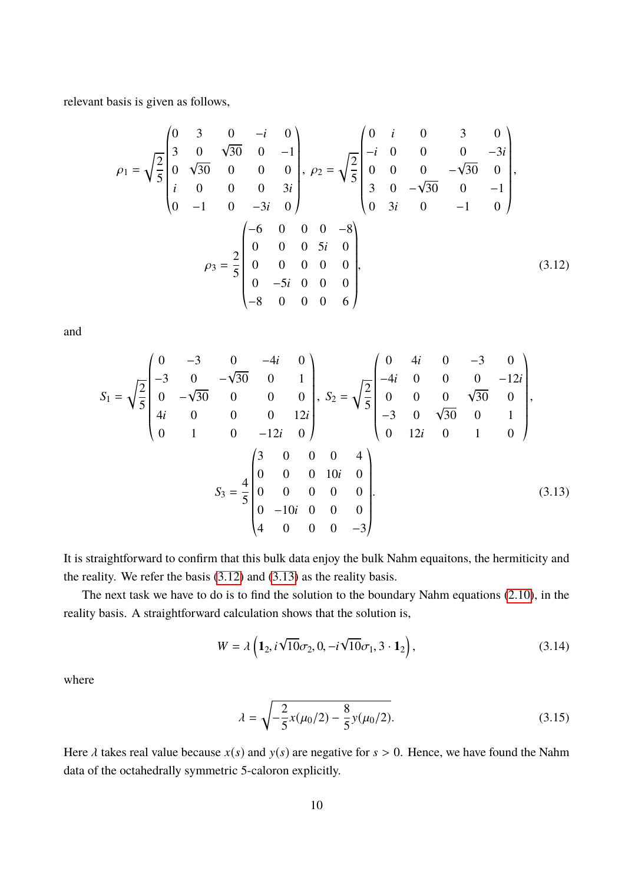relevant basis is given as follows,

$$
\rho_1 = \sqrt{\frac{2}{5}} \begin{pmatrix} 0 & 3 & 0 & -i & 0 \\ 3 & 0 & \sqrt{30} & 0 & -1 \\ 0 & \sqrt{30} & 0 & 0 & 0 \\ i & 0 & 0 & 0 & 3i \\ 0 & -1 & 0 & -3i & 0 \end{pmatrix}, \;
\rho_2 = \sqrt{\frac{2}{5}} \begin{pmatrix} 0 & i & 0 & 3 & 0 \\ -i & 0 & 0 & 0 & -3i \\ 0 & 0 & 0 & -\sqrt{30} & 0 \\ 3 & 0 & -\sqrt{30} & 0 & -1 \\ 0 & 3i & 0 & -1 & 0 \end{pmatrix},
$$

$$
\rho_3 = \frac{2}{5} \begin{pmatrix} -6 & 0 & 0 & 0 & -8 \\ 0 & 0 & 0 & 5i & 0 \\ 0 & 0 & 0 & 0 & 0 \\ 0 & -5i & 0 & 0 & 0 \\ -8 & 0 & 0 & 0 & 6 \end{pmatrix}, \tag{3.12}
$$

and

$$
S_1 = \sqrt{\frac{2}{5}} \begin{pmatrix} 0 & -3 & 0 & -4i & 0 \\ -3 & 0 & -\sqrt{30} & 0 & 1 \\ 0 & -\sqrt{30} & 0 & 0 & 0 \\ 4i & 0 & 0 & 0 & 12i \\ 0 & 1 & 0 & -12i & 0 \end{pmatrix}, \;
S_2 = \sqrt{\frac{2}{5}} \begin{pmatrix} 0 & 4i & 0 & -3 & 0 \\ -4i & 0 & 0 & 0 & -12i \\ 0 & 0 & 0 & \sqrt{30} & 0 \\ -3 & 0 & \sqrt{30} & 0 & 1 \\ 0 & 12i & 0 & 1 & 0 \end{pmatrix},
$$

$$
S_3 = \frac{4}{5} \begin{pmatrix} 3 & 0 & 0 & 0 & 4 \\ 0 & 0 & 0 & 10i & 0 \\ 0 & 0 & 0 & 0 & 0 \\ 0 & -10i & 0 & 0 & 0 \\ 4 & 0 & 0 & 0 & -3 \end{pmatrix}. \tag{3.13}
$$

It is straightforward to confirm that this bulk data enjoy the bulk Nahm equaitons, the hermiticity and the reality. We refer the basis (3.12) and (3.13) as the reality basis.

The next task we have to do is to find the solution to the boundary Nahm equations (2.10), in the reality basis. A straightforward calculation shows that the solution is,

$$
W = \lambda \left( \mathbf{1}_2, i\sqrt{10}\sigma_2, 0, -i\sqrt{10}\sigma_1, 3 \cdot \mathbf{1}_2 \right), \tag{3.14}
$$

where

$$
\lambda = \sqrt{-\frac{2}{5}x(\mu_0/2) - \frac{8}{5}y(\mu_0/2)}. \tag{3.15}
$$

Here $\lambda$ takes real value because $x(s)$ and $y(s)$ are negative for $s > 0$. Hence, we have found the Nahm data of the octahedrally symmetric 5-caloron explicitly.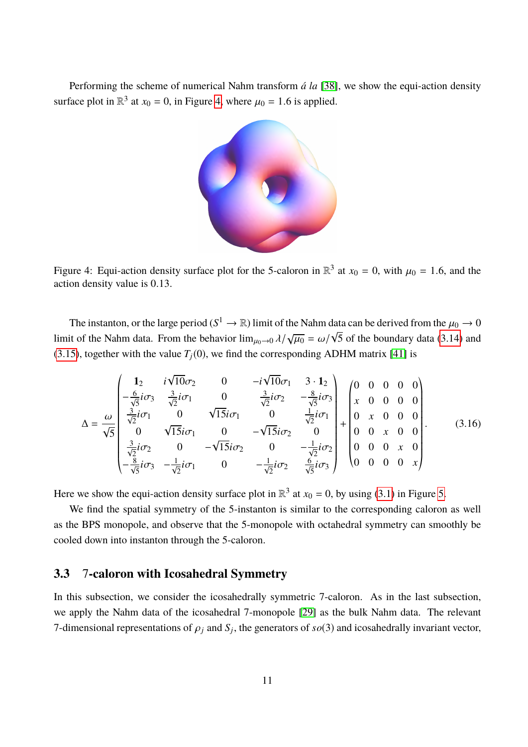Performing the scheme of numerical Nahm transform *á la* [38], we show the equi-action density surface plot in $\mathbb{R}^3$ at $x_0 = 0$, in Figure 4, where $\mu_0 = 1.6$ is applied.

Figure 4: Equi-action density surface plot for the 5-caloron in $\mathbb{R}^3$ at $x_0 = 0$, with $\mu_0 = 1.6$, and the action density value is 0.13.

The instanton, or the large period ($S^1 \to \mathbb{R}$) limit of the Nahm data can be derived from the $\mu_0 \to 0$ limit of the Nahm data. From the behavior $\lim_{\mu_0 \to 0} \lambda/\sqrt{\mu_0} = \omega/\sqrt{5}$ of the boundary data (3.14) and (3.15), together with the value $T_j(0)$, we find the corresponding ADHM matrix [41] is

$$\Delta = \frac{\omega}{\sqrt{5}} \begin{pmatrix} \mathbf{1}_2 & i\sqrt{10}\sigma_2 & 0 & -i\sqrt{10}\sigma_1 & 3 \cdot \mathbf{1}_2 \\ -\frac{6}{\sqrt{5}} i\sigma_3 & \frac{3}{\sqrt{2}} i\sigma_1 & 0 & \frac{3}{\sqrt{2}} i\sigma_2 & -\frac{8}{\sqrt{5}} i\sigma_3 \\ \frac{3}{\sqrt{2}} i\sigma_1 & 0 & \sqrt{15} i\sigma_1 & 0 & \frac{1}{\sqrt{2}} i\sigma_1 \\ 0 & \sqrt{15} i\sigma_1 & 0 & -\sqrt{15} i\sigma_2 & 0 \\ \frac{3}{\sqrt{2}} i\sigma_2 & 0 & -\sqrt{15} i\sigma_2 & 0 & -\frac{1}{\sqrt{2}} i\sigma_2 \\ -\frac{8}{\sqrt{5}} i\sigma_3 & -\frac{1}{\sqrt{2}} i\sigma_1 & 0 & -\frac{1}{\sqrt{2}} i\sigma_2 & \frac{6}{\sqrt{5}} i\sigma_3 \end{pmatrix} + \begin{pmatrix} 0 & 0 & 0 & 0 & 0 \\ x & 0 & 0 & 0 & 0 \\ 0 & x & 0 & 0 & 0 \\ 0 & 0 & x & 0 & 0 \\ 0 & 0 & 0 & x & 0 \\ 0 & 0 & 0 & 0 & x \end{pmatrix}. \tag{3.16}$$

Here we show the equi-action density surface plot in $\mathbb{R}^3$ at $x_0 = 0$, by using (3.1) in Figure 5.

We find the spatial symmetry of the 5-instanton is similar to the corresponding caloron as well as the BPS monopole, and observe that the 5-monopole with octahedral symmetry can smoothly be cooled down into instanton through the 5-caloron.

### 3.3 7-caloron with Icosahedral Symmetry

In this subsection, we consider the icosahedrally symmetric 7-caloron. As in the last subsection, we apply the Nahm data of the icosahedral 7-monopole [29] as the bulk Nahm data. The relevant 7-dimensional representations of $\rho_j$ and $S_j$, the generators of $so(3)$ and icosahedrally invariant vector,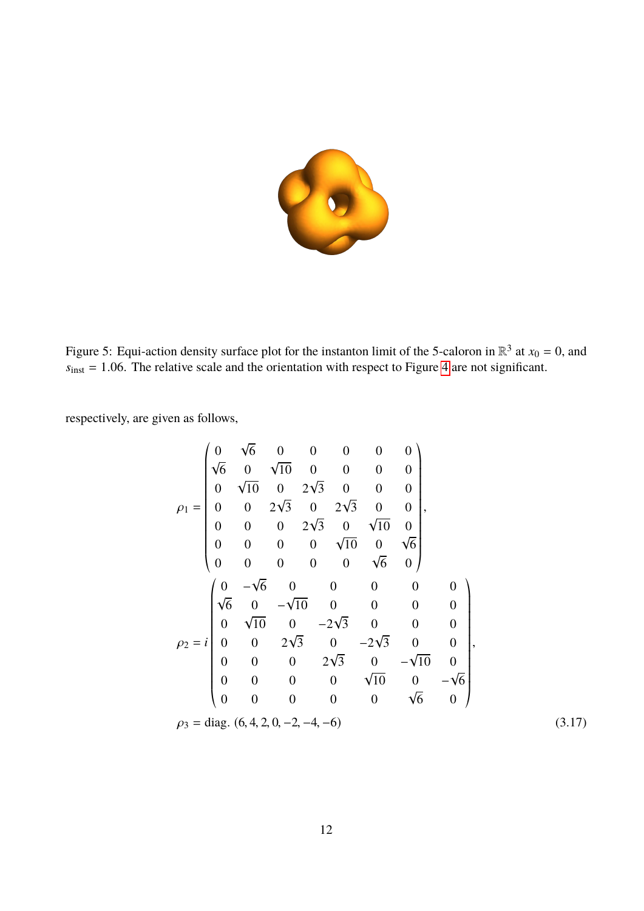Figure 5: Equi-action density surface plot for the instanton limit of the 5-caloron in $\mathbb{R}^3$ at $x_0 = 0$, and $s_{\text{inst}} = 1.06$. The relative scale and the orientation with respect to Figure 4 are not significant.

respectively, are given as follows,

$$
\rho_1 = \begin{pmatrix}
0 & \sqrt{6} & 0 & 0 & 0 & 0 & 0 \\
\sqrt{6} & 0 & \sqrt{10} & 0 & 0 & 0 & 0 \\
0 & \sqrt{10} & 0 & 2\sqrt{3} & 0 & 0 & 0 \\
0 & 0 & 2\sqrt{3} & 0 & 2\sqrt{3} & 0 & 0 \\
0 & 0 & 0 & 2\sqrt{3} & 0 & \sqrt{10} & 0 \\
0 & 0 & 0 & 0 & \sqrt{10} & 0 & \sqrt{6} \\
0 & 0 & 0 & 0 & 0 & \sqrt{6} & 0
\end{pmatrix},
$$

$$
\rho_2 = i \begin{pmatrix}
0 & -\sqrt{6} & 0 & 0 & 0 & 0 & 0 \\
\sqrt{6} & 0 & -\sqrt{10} & 0 & 0 & 0 & 0 \\
0 & \sqrt{10} & 0 & -2\sqrt{3} & 0 & 0 & 0 \\
0 & 0 & 2\sqrt{3} & 0 & -2\sqrt{3} & 0 & 0 \\
0 & 0 & 0 & 2\sqrt{3} & 0 & -\sqrt{10} & 0 \\
0 & 0 & 0 & 0 & \sqrt{10} & 0 & -\sqrt{6} \\
0 & 0 & 0 & 0 & 0 & \sqrt{6} & 0
\end{pmatrix},
$$

$$
\rho_3 = \text{diag.}\ (6, 4, 2, 0, -2, -4, -6) \tag{3.17}
$$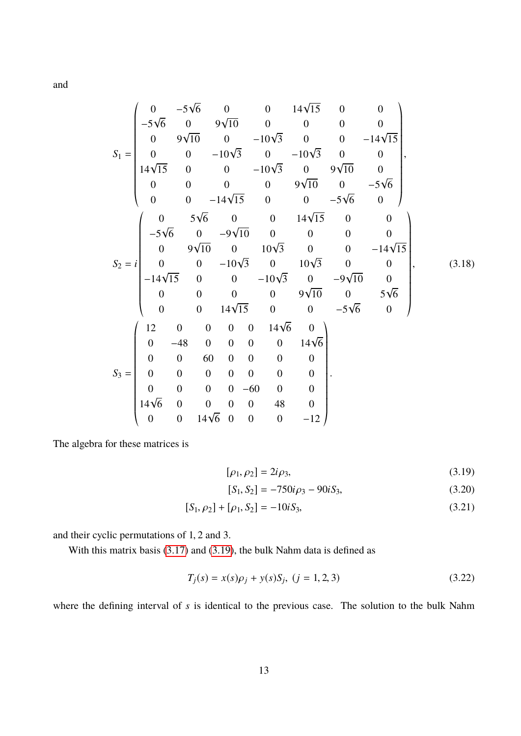and

$$
S_1 = \begin{pmatrix}
0 & -5\sqrt{6} & 0 & 0 & 14\sqrt{15} & 0 & 0 \\
-5\sqrt{6} & 0 & 9\sqrt{10} & 0 & 0 & 0 & 0 \\
0 & 9\sqrt{10} & 0 & -10\sqrt{3} & 0 & 0 & -14\sqrt{15} \\
0 & 0 & -10\sqrt{3} & 0 & -10\sqrt{3} & 0 & 0 \\
14\sqrt{15} & 0 & 0 & -10\sqrt{3} & 0 & 9\sqrt{10} & 0 \\
0 & 0 & 0 & 0 & 9\sqrt{10} & 0 & -5\sqrt{6} \\
0 & 0 & -14\sqrt{15} & 0 & 0 & -5\sqrt{6} & 0
\end{pmatrix},
$$

$$
S_2 = i\begin{pmatrix}
0 & 5\sqrt{6} & 0 & 0 & 14\sqrt{15} & 0 & 0 \\
-5\sqrt{6} & 0 & -9\sqrt{10} & 0 & 0 & 0 & 0 \\
0 & 9\sqrt{10} & 0 & 10\sqrt{3} & 0 & 0 & -14\sqrt{15} \\
0 & 0 & -10\sqrt{3} & 0 & 10\sqrt{3} & 0 & 0 \\
-14\sqrt{15} & 0 & 0 & -10\sqrt{3} & 0 & -9\sqrt{10} & 0 \\
0 & 0 & 0 & 0 & 9\sqrt{10} & 0 & 5\sqrt{6} \\
0 & 0 & 14\sqrt{15} & 0 & 0 & -5\sqrt{6} & 0
\end{pmatrix}, \tag{3.18}
$$

$$
S_3 = \begin{pmatrix}
12 & 0 & 0 & 0 & 0 & 14\sqrt{6} & 0 \\
0 & -48 & 0 & 0 & 0 & 0 & 14\sqrt{6} \\
0 & 0 & 60 & 0 & 0 & 0 & 0 \\
0 & 0 & 0 & 0 & 0 & 0 & 0 \\
0 & 0 & 0 & 0 & -60 & 0 & 0 \\
14\sqrt{6} & 0 & 0 & 0 & 0 & 48 & 0 \\
0 & 0 & 14\sqrt{6} & 0 & 0 & 0 & -12
\end{pmatrix}.
$$

The algebra for these matrices is

$$
[\rho_1, \rho_2] = 2i\rho_3, \tag{3.19}
$$

$$
[S_1, S_2] = -750i\rho_3 - 90iS_3, \tag{3.20}
$$

$$
[S_1, \rho_2] + [\rho_1, S_2] = -10iS_3, \tag{3.21}
$$

and their cyclic permutations of 1, 2 and 3.

With this matrix basis (3.17) and (3.19), the bulk Nahm data is defined as

$$
T_j(s) = x(s)\rho_j + y(s)S_j, \ (j = 1, 2, 3) \tag{3.22}
$$

where the defining interval of $s$ is identical to the previous case. The solution to the bulk Nahm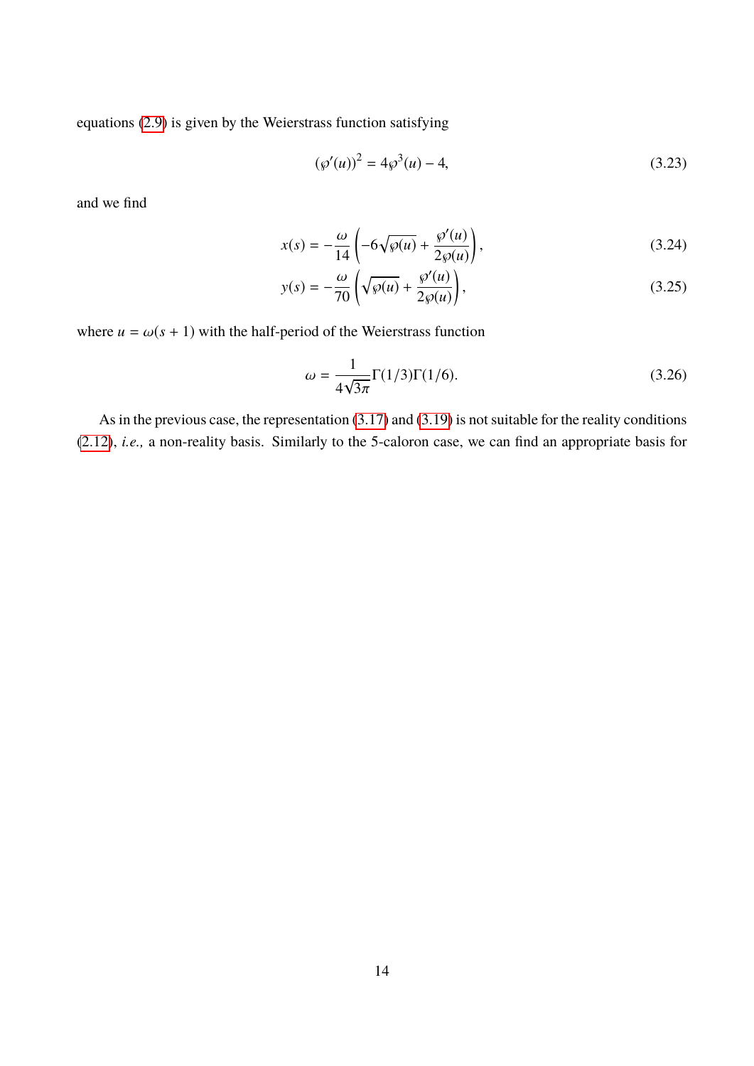equations (2.9) is given by the Weierstrass function satisfying

$$(\wp'(u))^2 = 4\wp^3(u) - 4, \tag{3.23}$$

and we find

$$x(s) = -\frac{\omega}{14}\left(-6\sqrt{\wp(u)} + \frac{\wp'(u)}{2\wp(u)}\right), \tag{3.24}$$

$$y(s) = -\frac{\omega}{70}\left(\sqrt{\wp(u)} + \frac{\wp'(u)}{2\wp(u)}\right), \tag{3.25}$$

where $u = \omega(s+1)$ with the half-period of the Weierstrass function

$$\omega = \frac{1}{4\sqrt{3}\pi}\Gamma(1/3)\Gamma(1/6). \tag{3.26}$$

As in the previous case, the representation (3.17) and (3.19) is not suitable for the reality conditions (2.12), *i.e.,* a non-reality basis. Similarly to the 5-caloron case, we can find an appropriate basis for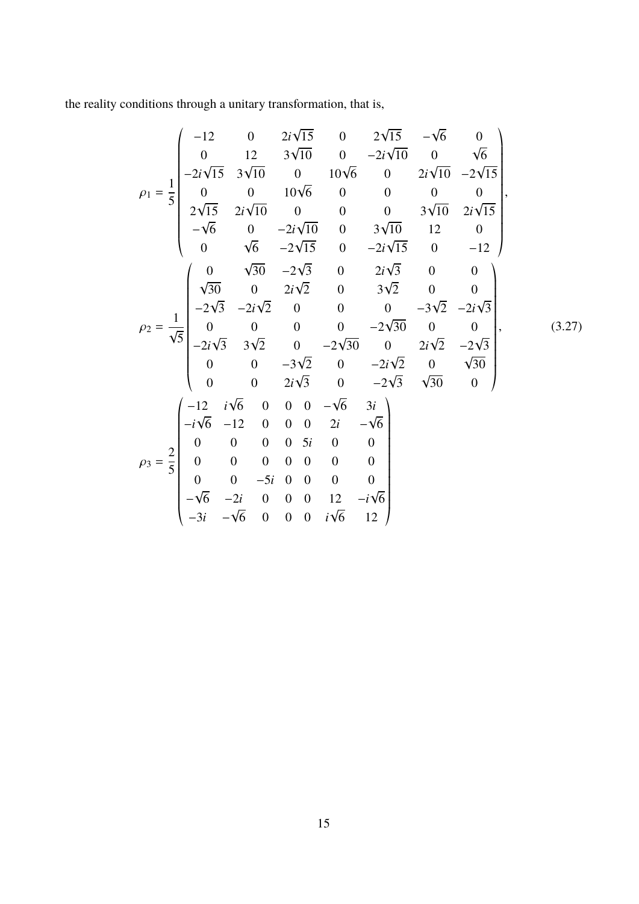the reality conditions through a unitary transformation, that is,

$$
\begin{aligned}
\rho_1 &= \frac{1}{5}\begin{pmatrix}
-12 & 0 & 2i\sqrt{15} & 0 & 2\sqrt{15} & -\sqrt{6} & 0 \\
0 & 12 & 3\sqrt{10} & 0 & -2i\sqrt{10} & 0 & \sqrt{6} \\
-2i\sqrt{15} & 3\sqrt{10} & 0 & 10\sqrt{6} & 0 & 2i\sqrt{10} & -2\sqrt{15} \\
0 & 0 & 10\sqrt{6} & 0 & 0 & 0 & 0 \\
2\sqrt{15} & 2i\sqrt{10} & 0 & 0 & 0 & 3\sqrt{10} & 2i\sqrt{15} \\
-\sqrt{6} & 0 & -2i\sqrt{10} & 0 & 3\sqrt{10} & 12 & 0 \\
0 & \sqrt{6} & -2\sqrt{15} & 0 & -2i\sqrt{15} & 0 & -12
\end{pmatrix}, \\
\rho_2 &= \frac{1}{\sqrt{5}}\begin{pmatrix}
0 & \sqrt{30} & -2\sqrt{3} & 0 & 2i\sqrt{3} & 0 & 0 \\
\sqrt{30} & 0 & 2i\sqrt{2} & 0 & 3\sqrt{2} & 0 & 0 \\
-2\sqrt{3} & -2i\sqrt{2} & 0 & 0 & 0 & -3\sqrt{2} & -2i\sqrt{3} \\
0 & 0 & 0 & 0 & -2\sqrt{30} & 0 & 0 \\
-2i\sqrt{3} & 3\sqrt{2} & 0 & -2\sqrt{30} & 0 & 2i\sqrt{2} & -2\sqrt{3} \\
0 & 0 & -3\sqrt{2} & 0 & -2i\sqrt{2} & 0 & \sqrt{30} \\
0 & 0 & 2i\sqrt{3} & 0 & -2\sqrt{3} & \sqrt{30} & 0
\end{pmatrix}, \qquad (3.27) \\
\rho_3 &= \frac{2}{5}\begin{pmatrix}
-12 & i\sqrt{6} & 0 & 0 & 0 & -\sqrt{6} & 3i \\
-i\sqrt{6} & -12 & 0 & 0 & 0 & 2i & -\sqrt{6} \\
0 & 0 & 0 & 0 & 5i & 0 & 0 \\
0 & 0 & 0 & 0 & 0 & 0 & 0 \\
0 & 0 & -5i & 0 & 0 & 0 & 0 \\
-\sqrt{6} & -2i & 0 & 0 & 0 & 12 & -i\sqrt{6} \\
-3i & -\sqrt{6} & 0 & 0 & 0 & i\sqrt{6} & 12
\end{pmatrix}
\end{aligned}
$$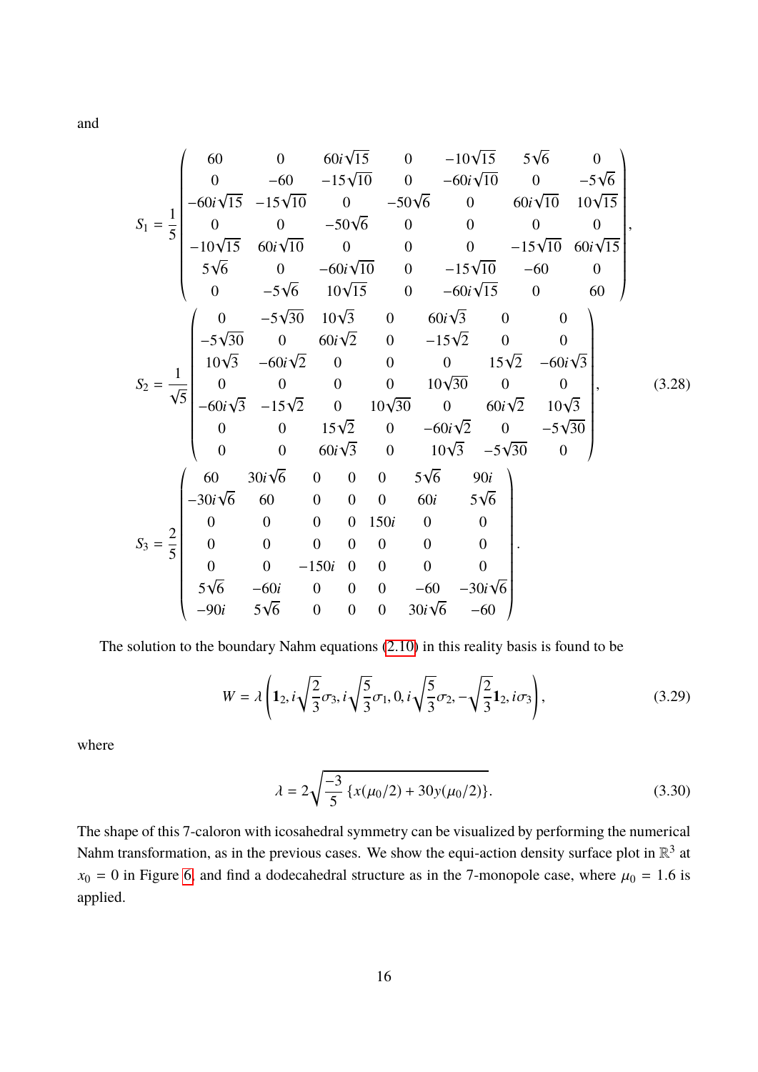and

$$
S_1 = \frac{1}{5}\begin{pmatrix}
60 & 0 & 60i\sqrt{15} & 0 & -10\sqrt{15} & 5\sqrt{6} & 0 \\
0 & -60 & -15\sqrt{10} & 0 & -60i\sqrt{10} & 0 & -5\sqrt{6} \\
-60i\sqrt{15} & -15\sqrt{10} & 0 & -50\sqrt{6} & 0 & 60i\sqrt{10} & 10\sqrt{15} \\
0 & 0 & -50\sqrt{6} & 0 & 0 & 0 & 0 \\
-10\sqrt{15} & 60i\sqrt{10} & 0 & 0 & 0 & -15\sqrt{10} & 60i\sqrt{15} \\
5\sqrt{6} & 0 & -60i\sqrt{10} & 0 & -15\sqrt{10} & -60 & 0 \\
0 & -5\sqrt{6} & 10\sqrt{15} & 0 & -60i\sqrt{15} & 0 & 60
\end{pmatrix},
$$

$$
S_2 = \frac{1}{\sqrt{5}}\begin{pmatrix}
0 & -5\sqrt{30} & 10\sqrt{3} & 0 & 60i\sqrt{3} & 0 & 0 \\
-5\sqrt{30} & 0 & 60i\sqrt{2} & 0 & -15\sqrt{2} & 0 & 0 \\
10\sqrt{3} & -60i\sqrt{2} & 0 & 0 & 0 & 15\sqrt{2} & -60i\sqrt{3} \\
0 & 0 & 0 & 0 & 10\sqrt{30} & 0 & 0 \\
-60i\sqrt{3} & -15\sqrt{2} & 0 & 10\sqrt{30} & 0 & 60i\sqrt{2} & 10\sqrt{3} \\
0 & 0 & 15\sqrt{2} & 0 & -60i\sqrt{2} & 0 & -5\sqrt{30} \\
0 & 0 & 60i\sqrt{3} & 0 & 10\sqrt{3} & -5\sqrt{30} & 0
\end{pmatrix}, \tag{3.28}
$$

$$
S_3 = \frac{2}{5}\begin{pmatrix}
60 & 30i\sqrt{6} & 0 & 0 & 0 & 5\sqrt{6} & 90i \\
-30i\sqrt{6} & 60 & 0 & 0 & 0 & 60i & 5\sqrt{6} \\
0 & 0 & 0 & 0 & 150i & 0 & 0 \\
0 & 0 & 0 & 0 & 0 & 0 & 0 \\
0 & 0 & -150i & 0 & 0 & 0 & 0 \\
5\sqrt{6} & -60i & 0 & 0 & 0 & -60 & -30i\sqrt{6} \\
-90i & 5\sqrt{6} & 0 & 0 & 0 & 30i\sqrt{6} & -60
\end{pmatrix}.
$$

The solution to the boundary Nahm equations (2.10) in this reality basis is found to be

$$
W = \lambda\left(\mathbf{1}_2, i\sqrt{\frac{2}{3}}\sigma_3, i\sqrt{\frac{5}{3}}\sigma_1, 0, i\sqrt{\frac{5}{3}}\sigma_2, -\sqrt{\frac{2}{3}}\mathbf{1}_2, i\sigma_3\right), \tag{3.29}
$$

where

$$
\lambda = 2\sqrt{\frac{-3}{5}\left\{x(\mu_0/2) + 30y(\mu_0/2)\right\}}. \tag{3.30}
$$

The shape of this 7-caloron with icosahedral symmetry can be visualized by performing the numerical Nahm transformation, as in the previous cases. We show the equi-action density surface plot in $\mathbb{R}^3$ at $x_0 = 0$ in Figure 6, and find a dodecahedral structure as in the 7-monopole case, where $\mu_0 = 1.6$ is applied.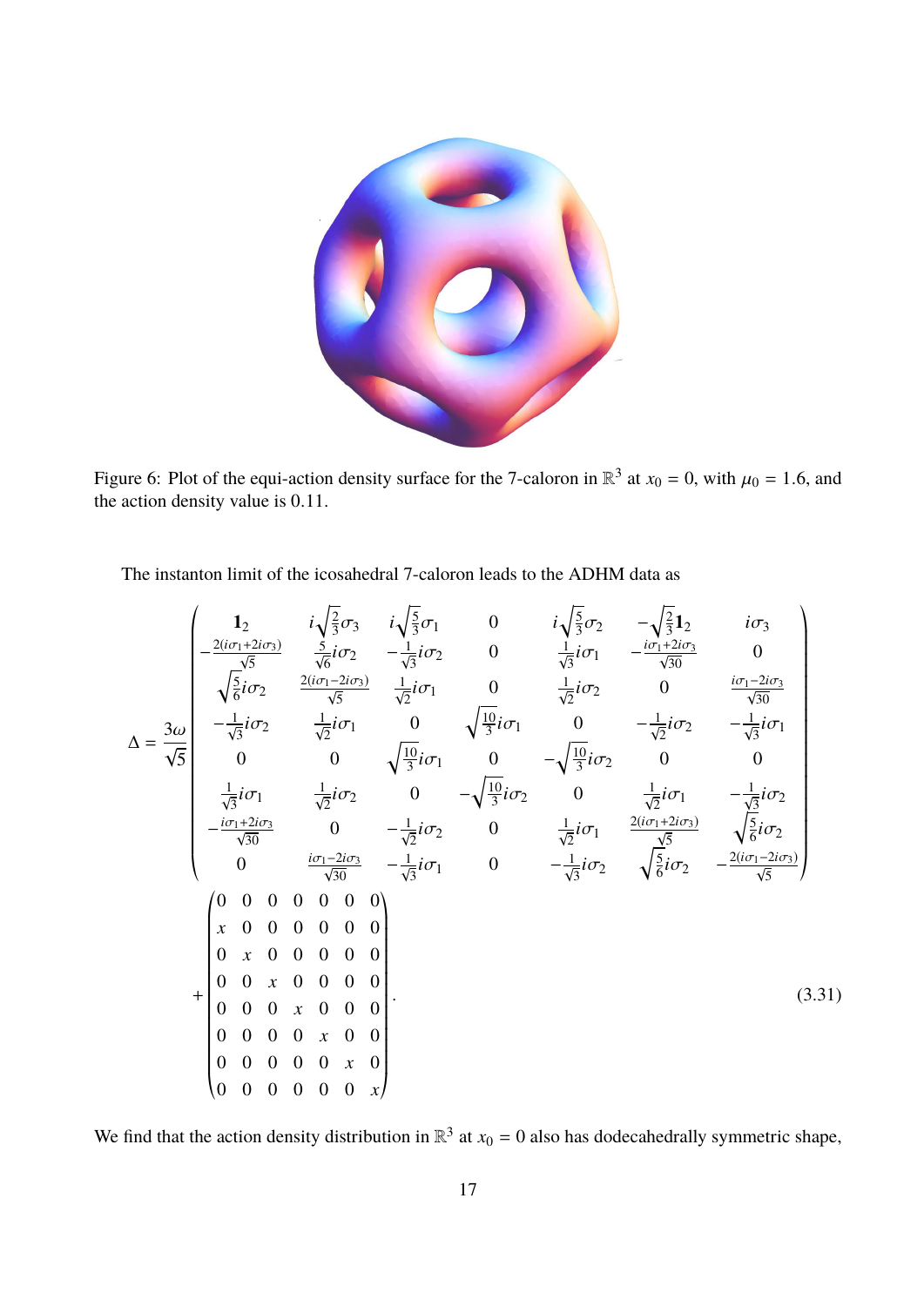Figure 6: Plot of the equi-action density surface for the 7-caloron in $\mathbb{R}^3$ at $x_0 = 0$, with $\mu_0 = 1.6$, and the action density value is 0.11.

The instanton limit of the icosahedral 7-caloron leads to the ADHM data as

$$
\Delta = \frac{3\omega}{\sqrt{5}} \begin{pmatrix}
\mathbf{1}_2 & i\sqrt{\frac{2}{3}}\sigma_3 & i\sqrt{\frac{5}{3}}\sigma_1 & 0 & i\sqrt{\frac{5}{3}}\sigma_2 & -\sqrt{\frac{2}{3}}\mathbf{1}_2 & i\sigma_3 \\
-\frac{2(i\sigma_1+2i\sigma_3)}{\sqrt{5}} & \frac{5}{\sqrt{6}}i\sigma_2 & -\frac{1}{\sqrt{3}}i\sigma_2 & 0 & \frac{1}{\sqrt{3}}i\sigma_1 & -\frac{i\sigma_1+2i\sigma_3}{\sqrt{30}} & 0 \\
\sqrt{\frac{5}{6}}i\sigma_2 & \frac{2(i\sigma_1-2i\sigma_3)}{\sqrt{5}} & \frac{1}{\sqrt{2}}i\sigma_1 & 0 & \frac{1}{\sqrt{2}}i\sigma_2 & 0 & \frac{i\sigma_1-2i\sigma_3}{\sqrt{30}} \\
-\frac{1}{\sqrt{3}}i\sigma_2 & \frac{1}{\sqrt{2}}i\sigma_1 & 0 & \sqrt{\frac{10}{3}}i\sigma_1 & 0 & -\frac{1}{\sqrt{2}}i\sigma_2 & -\frac{1}{\sqrt{3}}i\sigma_1 \\
0 & 0 & \sqrt{\frac{10}{3}}i\sigma_1 & 0 & -\sqrt{\frac{10}{3}}i\sigma_2 & 0 & 0 \\
\frac{1}{\sqrt{3}}i\sigma_1 & \frac{1}{\sqrt{2}}i\sigma_2 & 0 & -\sqrt{\frac{10}{3}}i\sigma_2 & 0 & \frac{1}{\sqrt{2}}i\sigma_1 & -\frac{1}{\sqrt{3}}i\sigma_2 \\
-\frac{i\sigma_1+2i\sigma_3}{\sqrt{30}} & 0 & -\frac{1}{\sqrt{2}}i\sigma_2 & 0 & \frac{1}{\sqrt{2}}i\sigma_1 & \frac{2(i\sigma_1+2i\sigma_3)}{\sqrt{5}} & \sqrt{\frac{5}{6}}i\sigma_2 \\
0 & \frac{i\sigma_1-2i\sigma_3}{\sqrt{30}} & -\frac{1}{\sqrt{3}}i\sigma_1 & 0 & -\frac{1}{\sqrt{3}}i\sigma_2 & \sqrt{\frac{5}{6}}i\sigma_2 & -\frac{2(i\sigma_1-2i\sigma_3)}{\sqrt{5}}
\end{pmatrix}
+ \begin{pmatrix}
0 & 0 & 0 & 0 & 0 & 0 & 0 \\
x & 0 & 0 & 0 & 0 & 0 & 0 \\
0 & x & 0 & 0 & 0 & 0 & 0 \\
0 & 0 & x & 0 & 0 & 0 & 0 \\
0 & 0 & 0 & x & 0 & 0 & 0 \\
0 & 0 & 0 & 0 & x & 0 & 0 \\
0 & 0 & 0 & 0 & 0 & x & 0 \\
0 & 0 & 0 & 0 & 0 & 0 & x
\end{pmatrix}. \tag{3.31}
$$

We find that the action density distribution in $\mathbb{R}^3$ at $x_0 = 0$ also has dodecahedrally symmetric shape,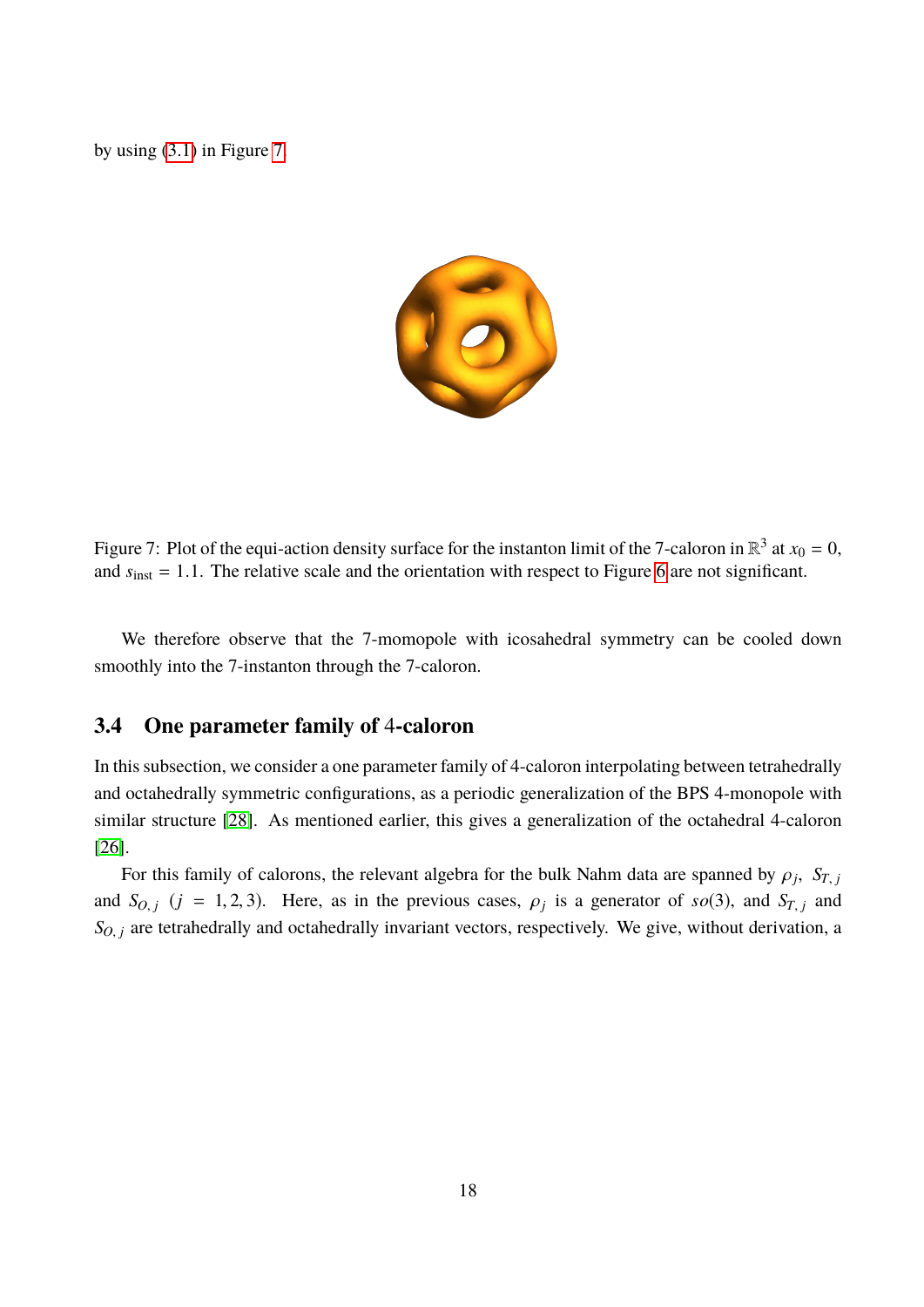by using (3.1) in Figure 7.

Figure 7: Plot of the equi-action density surface for the instanton limit of the 7-caloron in $\mathbb{R}^3$ at $x_0 = 0$, and $s_{\text{inst}} = 1.1$. The relative scale and the orientation with respect to Figure 6 are not significant.

We therefore observe that the 7-momopole with icosahedral symmetry can be cooled down smoothly into the 7-instanton through the 7-caloron.

### 3.4 One parameter family of 4-caloron

In this subsection, we consider a one parameter family of 4-caloron interpolating between tetrahedrally and octahedrally symmetric configurations, as a periodic generalization of the BPS 4-monopole with similar structure [28]. As mentioned earlier, this gives a generalization of the octahedral 4-caloron [26].

For this family of calorons, the relevant algebra for the bulk Nahm data are spanned by $\rho_j$, $S_{T,j}$ and $S_{O,j}$ $(j = 1, 2, 3)$. Here, as in the previous cases, $\rho_j$ is a generator of $so(3)$, and $S_{T,j}$ and $S_{O,j}$ are tetrahedrally and octahedrally invariant vectors, respectively. We give, without derivation, a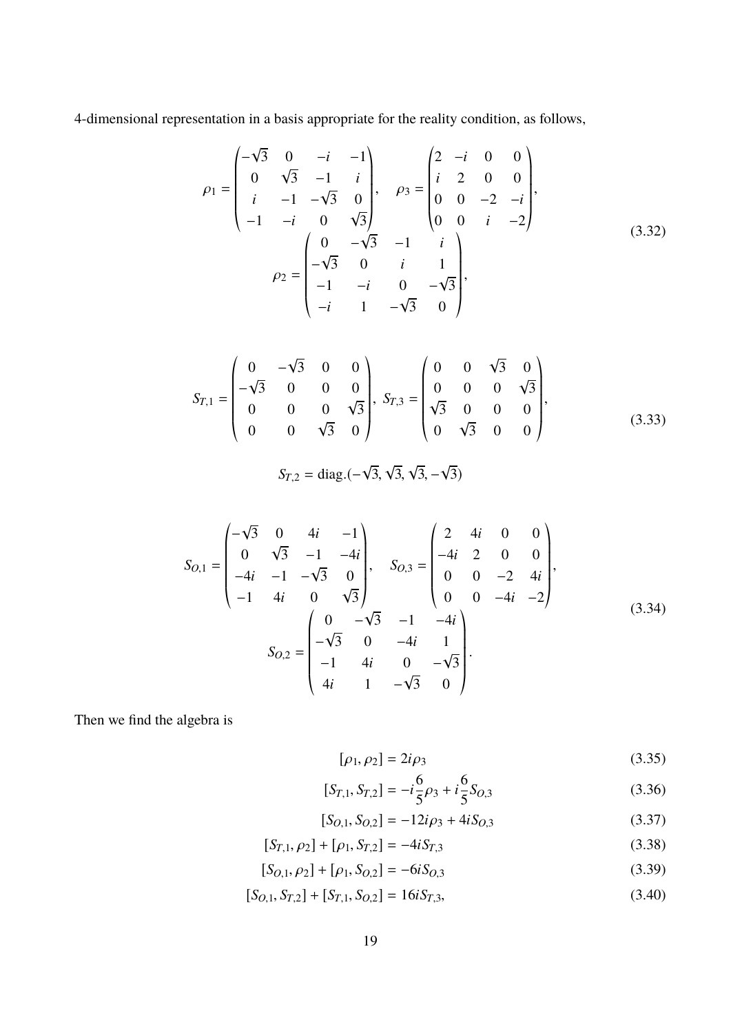4-dimensional representation in a basis appropriate for the reality condition, as follows,

$$
\rho_1 = \begin{pmatrix} -\sqrt{3} & 0 & -i & -1 \\ 0 & \sqrt{3} & -1 & i \\ i & -1 & -\sqrt{3} & 0 \\ -1 & -i & 0 & \sqrt{3} \end{pmatrix}, \quad \rho_3 = \begin{pmatrix} 2 & -i & 0 & 0 \\ i & 2 & 0 & 0 \\ 0 & 0 & -2 & -i \\ 0 & 0 & i & -2 \end{pmatrix},
$$
$$
\rho_2 = \begin{pmatrix} 0 & -\sqrt{3} & -1 & i \\ -\sqrt{3} & 0 & i & 1 \\ -1 & -i & 0 & -\sqrt{3} \\ -i & 1 & -\sqrt{3} & 0 \end{pmatrix}, \tag{3.32}
$$

$$
S_{T,1} = \begin{pmatrix} 0 & -\sqrt{3} & 0 & 0 \\ -\sqrt{3} & 0 & 0 & 0 \\ 0 & 0 & 0 & \sqrt{3} \\ 0 & 0 & \sqrt{3} & 0 \end{pmatrix}, \; S_{T,3} = \begin{pmatrix} 0 & 0 & \sqrt{3} & 0 \\ 0 & 0 & 0 & \sqrt{3} \\ \sqrt{3} & 0 & 0 & 0 \\ 0 & \sqrt{3} & 0 & 0 \end{pmatrix},
$$
$$
S_{T,2} = \text{diag.}(-\sqrt{3}, \sqrt{3}, \sqrt{3}, -\sqrt{3}) \tag{3.33}
$$

$$
S_{O,1} = \begin{pmatrix} -\sqrt{3} & 0 & 4i & -1 \\ 0 & \sqrt{3} & -1 & -4i \\ -4i & -1 & -\sqrt{3} & 0 \\ -1 & 4i & 0 & \sqrt{3} \end{pmatrix}, \quad S_{O,3} = \begin{pmatrix} 2 & 4i & 0 & 0 \\ -4i & 2 & 0 & 0 \\ 0 & 0 & -2 & 4i \\ 0 & 0 & -4i & -2 \end{pmatrix},
$$
$$
S_{O,2} = \begin{pmatrix} 0 & -\sqrt{3} & -1 & -4i \\ -\sqrt{3} & 0 & -4i & 1 \\ -1 & 4i & 0 & -\sqrt{3} \\ 4i & 1 & -\sqrt{3} & 0 \end{pmatrix}. \tag{3.34}
$$

Then we find the algebra is

$$
[\rho_1, \rho_2] = 2i\rho_3 \tag{3.35}
$$
$$
[S_{T,1}, S_{T,2}] = -i\frac{6}{5}\rho_3 + i\frac{6}{5}S_{O,3} \tag{3.36}
$$
$$
[S_{O,1}, S_{O,2}] = -12i\rho_3 + 4iS_{O,3} \tag{3.37}
$$
$$
[S_{T,1}, \rho_2] + [\rho_1, S_{T,2}] = -4iS_{T,3} \tag{3.38}
$$
$$
[S_{O,1}, \rho_2] + [\rho_1, S_{O,2}] = -6iS_{O,3} \tag{3.39}
$$
$$
[S_{O,1}, S_{T,2}] + [S_{T,1}, S_{O,2}] = 16iS_{T,3}, \tag{3.40}
$$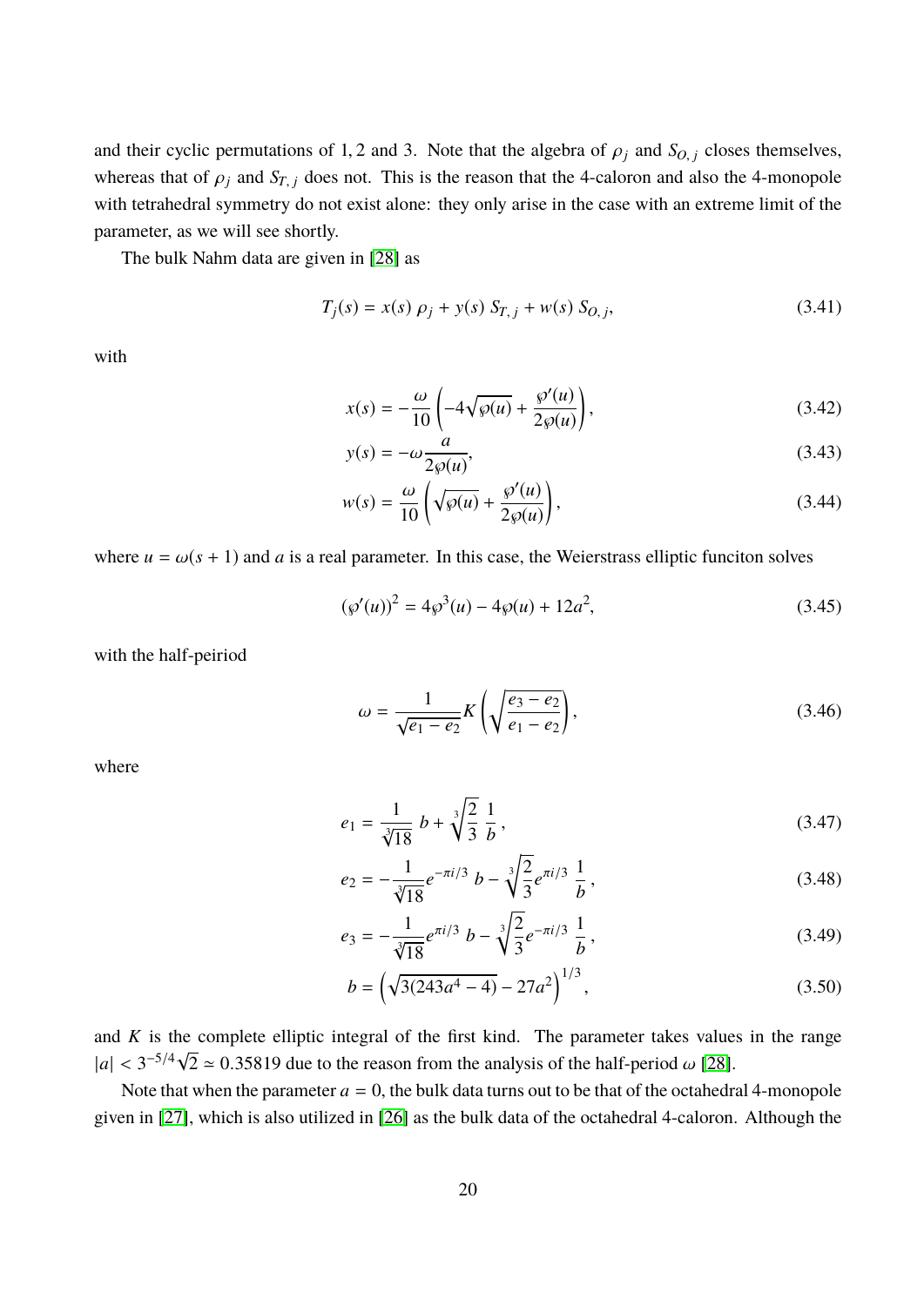and their cyclic permutations of 1, 2 and 3. Note that the algebra of $\rho_j$ and $S_{O,j}$ closes themselves, whereas that of $\rho_j$ and $S_{T,j}$ does not. This is the reason that the 4-caloron and also the 4-monopole with tetrahedral symmetry do not exist alone: they only arise in the case with an extreme limit of the parameter, as we will see shortly.

The bulk Nahm data are given in [28] as

$$T_j(s) = x(s)\,\rho_j + y(s)\,S_{T,j} + w(s)\,S_{O,j}, \tag{3.41}$$

with

$$x(s) = -\frac{\omega}{10}\left(-4\sqrt{\wp(u)} + \frac{\wp'(u)}{2\wp(u)}\right), \tag{3.42}$$

$$y(s) = -\omega\frac{a}{2\wp(u)}, \tag{3.43}$$

$$w(s) = \frac{\omega}{10}\left(\sqrt{\wp(u)} + \frac{\wp'(u)}{2\wp(u)}\right), \tag{3.44}$$

where $u = \omega(s+1)$ and $a$ is a real parameter. In this case, the Weierstrass elliptic funciton solves

$$(\wp'(u))^2 = 4\wp^3(u) - 4\wp(u) + 12a^2, \tag{3.45}$$

with the half-peiriod

$$\omega = \frac{1}{\sqrt{e_1 - e_2}} K\left(\sqrt{\frac{e_3 - e_2}{e_1 - e_2}}\right), \tag{3.46}$$

where

$$e_1 = \frac{1}{\sqrt[3]{18}}\, b + \sqrt[3]{\frac{2}{3}}\,\frac{1}{b}\,, \tag{3.47}$$

$$e_2 = -\frac{1}{\sqrt[3]{18}} e^{-\pi i/3}\, b - \sqrt[3]{\frac{2}{3}} e^{\pi i/3}\,\frac{1}{b}\,, \tag{3.48}$$

$$e_3 = -\frac{1}{\sqrt[3]{18}} e^{\pi i/3}\, b - \sqrt[3]{\frac{2}{3}} e^{-\pi i/3}\,\frac{1}{b}\,, \tag{3.49}$$

$$b = \left(\sqrt{3(243a^4 - 4)} - 27a^2\right)^{1/3}, \tag{3.50}$$

and $K$ is the complete elliptic integral of the first kind. The parameter takes values in the range $|a| < 3^{-5/4}\sqrt{2} \simeq 0.35819$ due to the reason from the analysis of the half-period $\omega$ [28].

Note that when the parameter $a = 0$, the bulk data turns out to be that of the octahedral 4-monopole given in [27], which is also utilized in [26] as the bulk data of the octahedral 4-caloron. Although the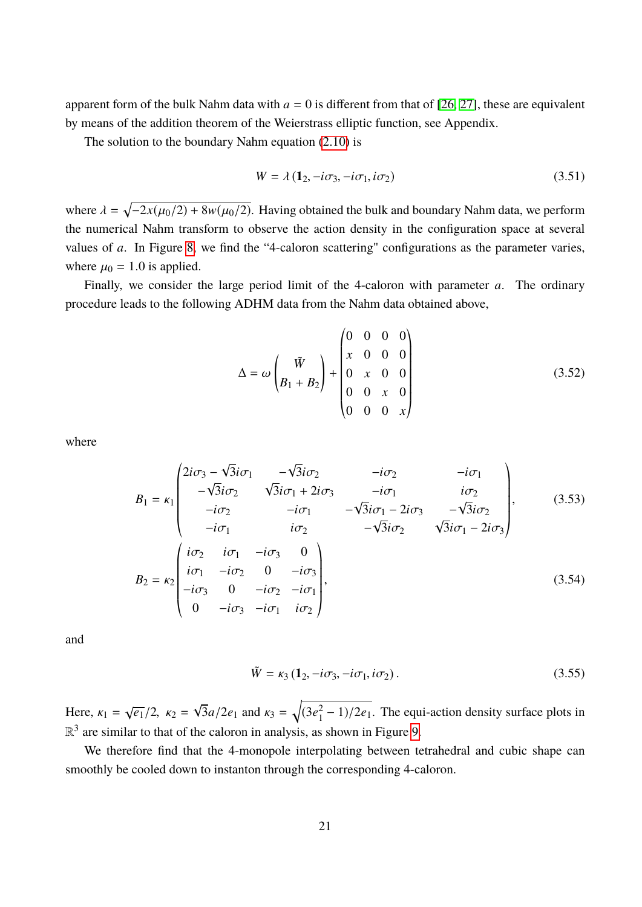apparent form of the bulk Nahm data with $a = 0$ is different from that of [26, 27], these are equivalent by means of the addition theorem of the Weierstrass elliptic function, see Appendix.

The solution to the boundary Nahm equation (2.10) is

$$W = \lambda \left(\mathbf{1}_2, -i\sigma_3, -i\sigma_1, i\sigma_2\right) \tag{3.51}$$

where $\lambda = \sqrt{-2x(\mu_0/2) + 8w(\mu_0/2)}$. Having obtained the bulk and boundary Nahm data, we perform the numerical Nahm transform to observe the action density in the configuration space at several values of $a$. In Figure 8, we find the "4-caloron scattering" configurations as the parameter varies, where $\mu_0 = 1.0$ is applied.

Finally, we consider the large period limit of the 4-caloron with parameter $a$. The ordinary procedure leads to the following ADHM data from the Nahm data obtained above,

$$\Delta = \omega \begin{pmatrix} \tilde{W} \\ B_1 + B_2 \end{pmatrix} + \begin{pmatrix} 0 & 0 & 0 & 0 \\ x & 0 & 0 & 0 \\ 0 & x & 0 & 0 \\ 0 & 0 & x & 0 \\ 0 & 0 & 0 & x \end{pmatrix} \tag{3.52}$$

where

$$B_1 = \kappa_1 \begin{pmatrix} 2i\sigma_3 - \sqrt{3}i\sigma_1 & -\sqrt{3}i\sigma_2 & -i\sigma_2 & -i\sigma_1 \\ -\sqrt{3}i\sigma_2 & \sqrt{3}i\sigma_1 + 2i\sigma_3 & -i\sigma_1 & i\sigma_2 \\ -i\sigma_2 & -i\sigma_1 & -\sqrt{3}i\sigma_1 - 2i\sigma_3 & -\sqrt{3}i\sigma_2 \\ -i\sigma_1 & i\sigma_2 & -\sqrt{3}i\sigma_2 & \sqrt{3}i\sigma_1 - 2i\sigma_3 \end{pmatrix}, \tag{3.53}$$

$$B_2 = \kappa_2 \begin{pmatrix} i\sigma_2 & i\sigma_1 & -i\sigma_3 & 0 \\ i\sigma_1 & -i\sigma_2 & 0 & -i\sigma_3 \\ -i\sigma_3 & 0 & -i\sigma_2 & -i\sigma_1 \\ 0 & -i\sigma_3 & -i\sigma_1 & i\sigma_2 \end{pmatrix}, \tag{3.54}$$

and

$$\tilde{W} = \kappa_3 \left(\mathbf{1}_2, -i\sigma_3, -i\sigma_1, i\sigma_2\right). \tag{3.55}$$

Here, $\kappa_1 = \sqrt{e_1}/2$, $\kappa_2 = \sqrt{3}a/2e_1$ and $\kappa_3 = \sqrt{(3e_1^2 - 1)/2e_1}$. The equi-action density surface plots in $\mathbb{R}^3$ are similar to that of the caloron in analysis, as shown in Figure 9.

We therefore find that the 4-monopole interpolating between tetrahedral and cubic shape can smoothly be cooled down to instanton through the corresponding 4-caloron.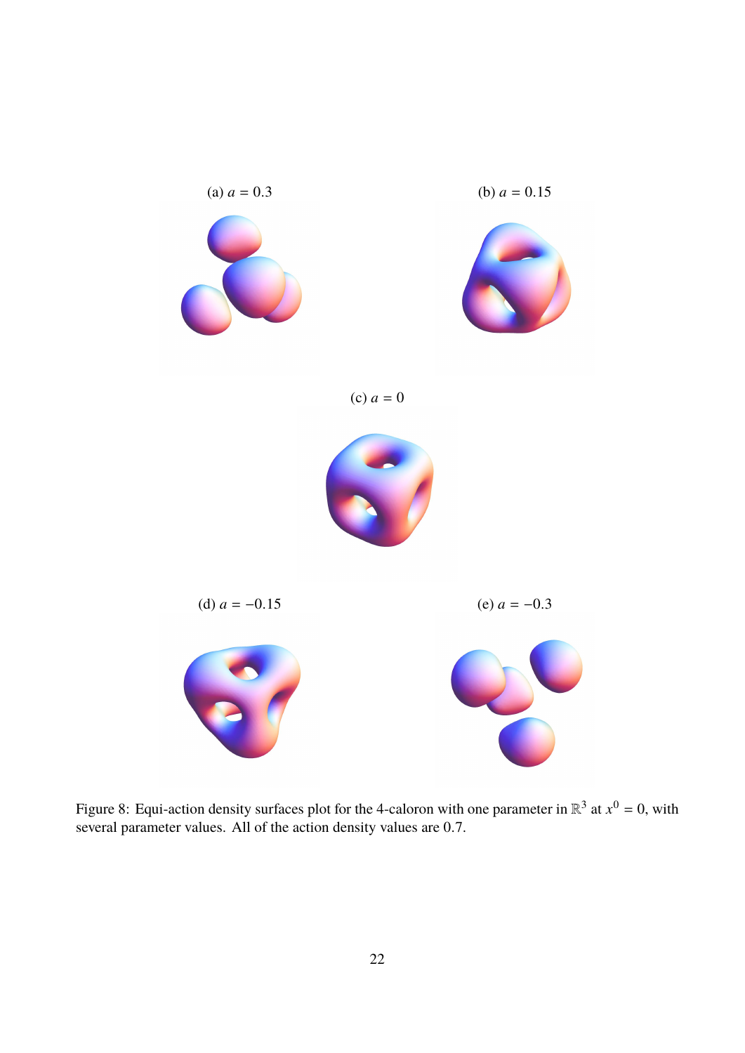(a) $a = 0.3$

(b) $a = 0.15$

(c) $a = 0$

(d) $a = -0.15$

(e) $a = -0.3$

Figure 8: Equi-action density surfaces plot for the 4-caloron with one parameter in $\mathbb{R}^3$ at $x^0 = 0$, with several parameter values. All of the action density values are 0.7.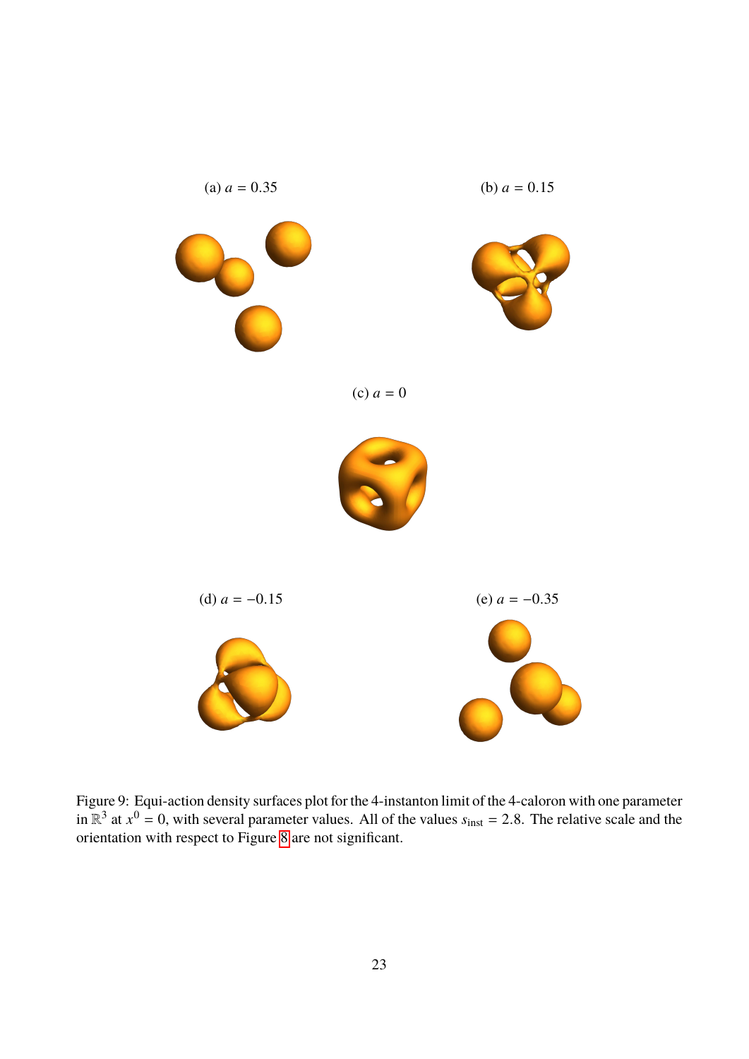(a) $a = 0.35$

(b) $a = 0.15$

(c) $a = 0$

(d) $a = -0.15$

(e) $a = -0.35$

Figure 9: Equi-action density surfaces plot for the 4-instanton limit of the 4-caloron with one parameter in $\mathbb{R}^3$ at $x^0 = 0$, with several parameter values. All of the values $s_{\text{inst}} = 2.8$. The relative scale and the orientation with respect to Figure 8 are not significant.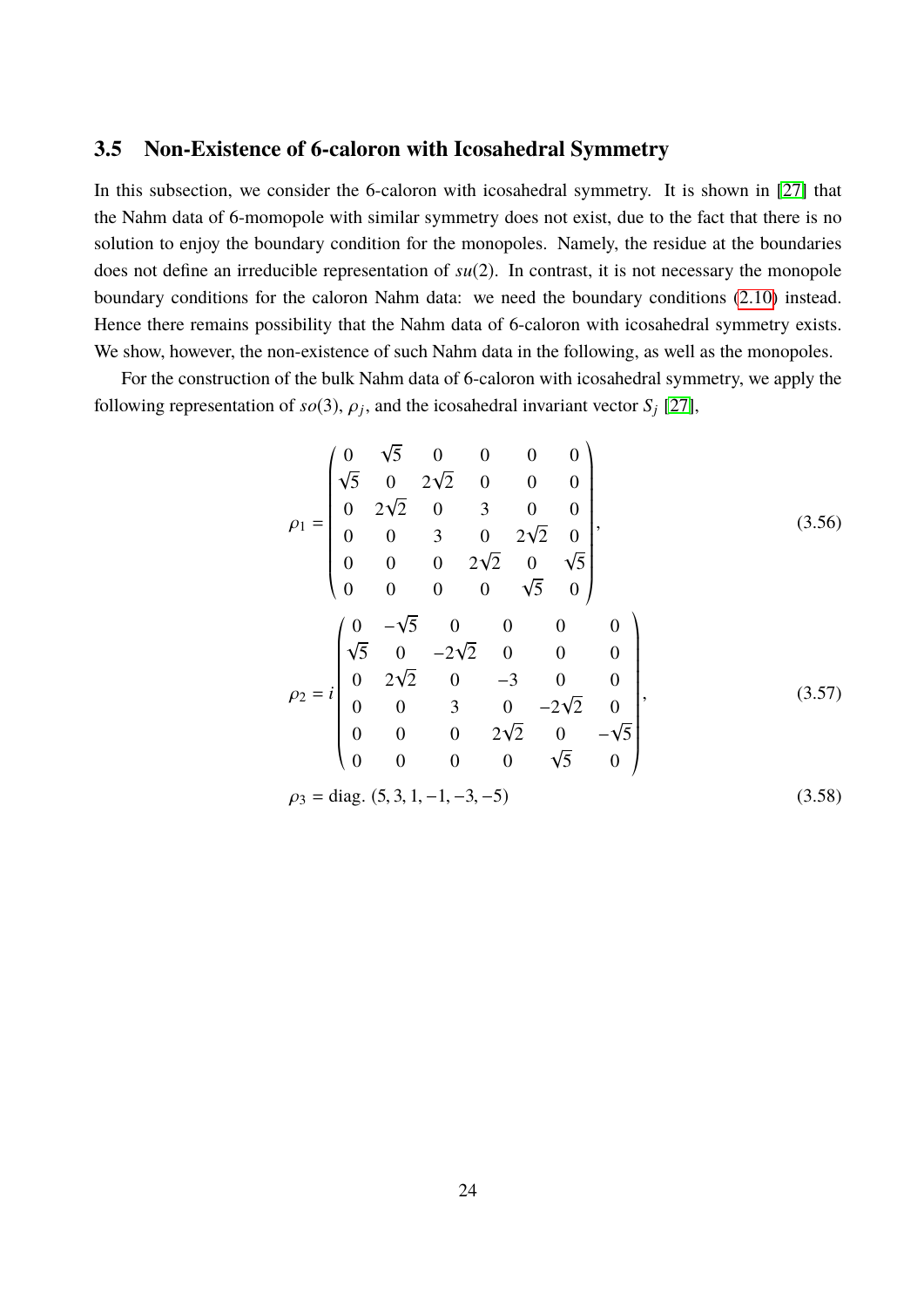### 3.5 Non-Existence of 6-caloron with Icosahedral Symmetry

In this subsection, we consider the 6-caloron with icosahedral symmetry. It is shown in [27] that the Nahm data of 6-momopole with similar symmetry does not exist, due to the fact that there is no solution to enjoy the boundary condition for the monopoles. Namely, the residue at the boundaries does not define an irreducible representation of $su(2)$. In contrast, it is not necessary the monopole boundary conditions for the caloron Nahm data: we need the boundary conditions (2.10) instead. Hence there remains possibility that the Nahm data of 6-caloron with icosahedral symmetry exists. We show, however, the non-existence of such Nahm data in the following, as well as the monopoles.

For the construction of the bulk Nahm data of 6-caloron with icosahedral symmetry, we apply the following representation of $so(3)$, $\rho_j$, and the icosahedral invariant vector $S_j$ [27],

$$\rho_1 = \begin{pmatrix} 0 & \sqrt{5} & 0 & 0 & 0 & 0 \\ \sqrt{5} & 0 & 2\sqrt{2} & 0 & 0 & 0 \\ 0 & 2\sqrt{2} & 0 & 3 & 0 & 0 \\ 0 & 0 & 3 & 0 & 2\sqrt{2} & 0 \\ 0 & 0 & 0 & 2\sqrt{2} & 0 & \sqrt{5} \\ 0 & 0 & 0 & 0 & \sqrt{5} & 0 \end{pmatrix}, \tag{3.56}$$

$$\rho_2 = i\begin{pmatrix} 0 & -\sqrt{5} & 0 & 0 & 0 & 0 \\ \sqrt{5} & 0 & -2\sqrt{2} & 0 & 0 & 0 \\ 0 & 2\sqrt{2} & 0 & -3 & 0 & 0 \\ 0 & 0 & 3 & 0 & -2\sqrt{2} & 0 \\ 0 & 0 & 0 & 2\sqrt{2} & 0 & -\sqrt{5} \\ 0 & 0 & 0 & 0 & \sqrt{5} & 0 \end{pmatrix}, \tag{3.57}$$

$$\rho_3 = \text{diag.}\,(5, 3, 1, -1, -3, -5) \tag{3.58}$$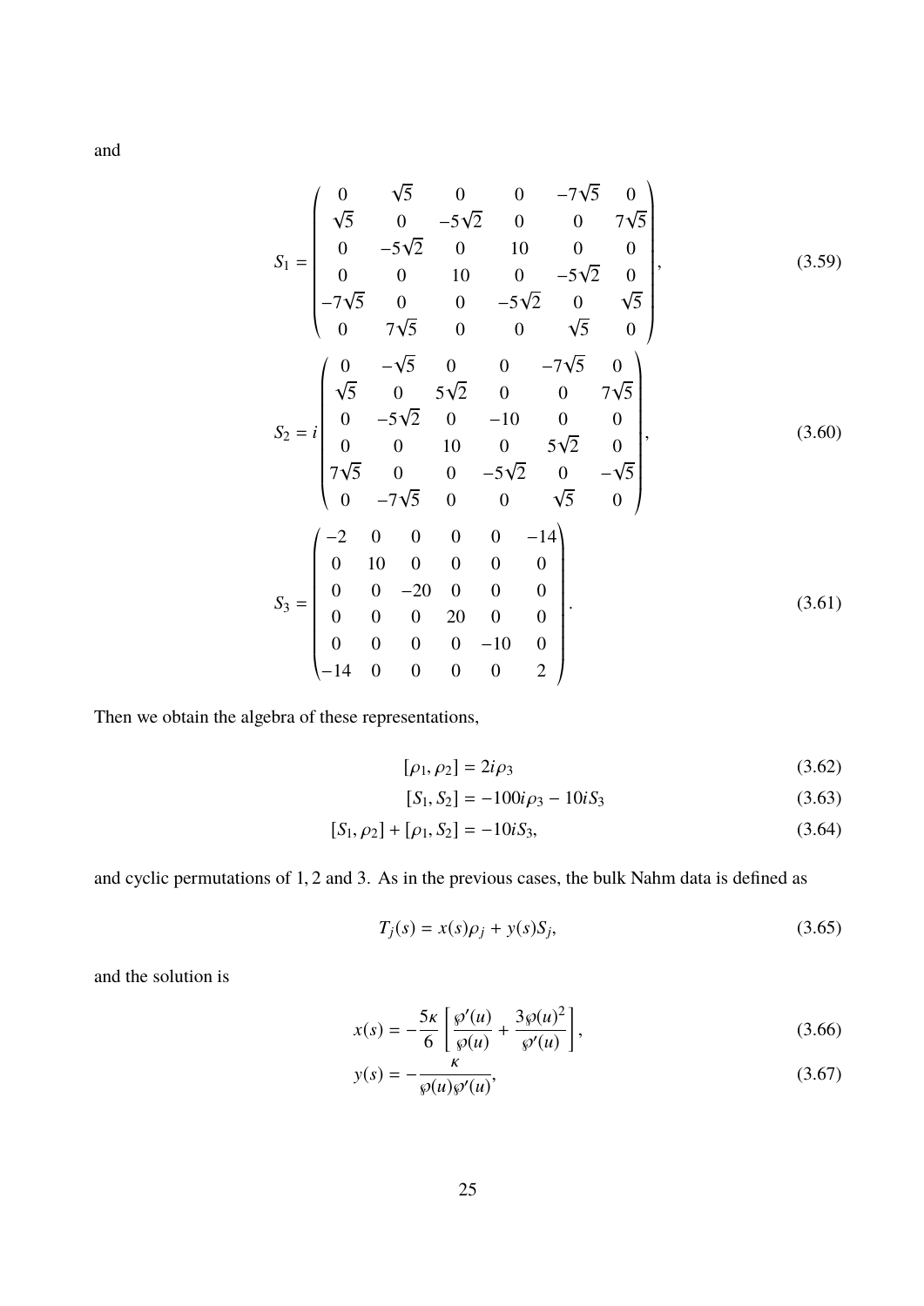and

$$
S_1 = \begin{pmatrix} 0 & \sqrt{5} & 0 & 0 & -7\sqrt{5} & 0 \\ \sqrt{5} & 0 & -5\sqrt{2} & 0 & 0 & 7\sqrt{5} \\ 0 & -5\sqrt{2} & 0 & 10 & 0 & 0 \\ 0 & 0 & 10 & 0 & -5\sqrt{2} & 0 \\ -7\sqrt{5} & 0 & 0 & -5\sqrt{2} & 0 & \sqrt{5} \\ 0 & 7\sqrt{5} & 0 & 0 & \sqrt{5} & 0 \end{pmatrix}, \tag{3.59}
$$

$$
S_2 = i\begin{pmatrix} 0 & -\sqrt{5} & 0 & 0 & -7\sqrt{5} & 0 \\ \sqrt{5} & 0 & 5\sqrt{2} & 0 & 0 & 7\sqrt{5} \\ 0 & -5\sqrt{2} & 0 & -10 & 0 & 0 \\ 0 & 0 & 10 & 0 & 5\sqrt{2} & 0 \\ 7\sqrt{5} & 0 & 0 & -5\sqrt{2} & 0 & -\sqrt{5} \\ 0 & -7\sqrt{5} & 0 & 0 & \sqrt{5} & 0 \end{pmatrix}, \tag{3.60}
$$

$$
S_3 = \begin{pmatrix} -2 & 0 & 0 & 0 & 0 & -14 \\ 0 & 10 & 0 & 0 & 0 & 0 \\ 0 & 0 & -20 & 0 & 0 & 0 \\ 0 & 0 & 0 & 20 & 0 & 0 \\ 0 & 0 & 0 & 0 & -10 & 0 \\ -14 & 0 & 0 & 0 & 0 & 2 \end{pmatrix}. \tag{3.61}
$$

Then we obtain the algebra of these representations,

$$
[\rho_1, \rho_2] = 2i\rho_3 \tag{3.62}
$$

$$
[S_1, S_2] = -100i\rho_3 - 10iS_3 \tag{3.63}
$$

$$
[S_1, \rho_2] + [\rho_1, S_2] = -10iS_3, \tag{3.64}
$$

and cyclic permutations of 1, 2 and 3. As in the previous cases, the bulk Nahm data is defined as

$$
T_j(s) = x(s)\rho_j + y(s)S_j, \tag{3.65}
$$

and the solution is

$$
x(s) = -\frac{5\kappa}{6}\left[\frac{\wp'(u)}{\wp(u)} + \frac{3\wp(u)^2}{\wp'(u)}\right], \tag{3.66}
$$

$$
y(s) = -\frac{\kappa}{\wp(u)\wp'(u)}, \tag{3.67}
$$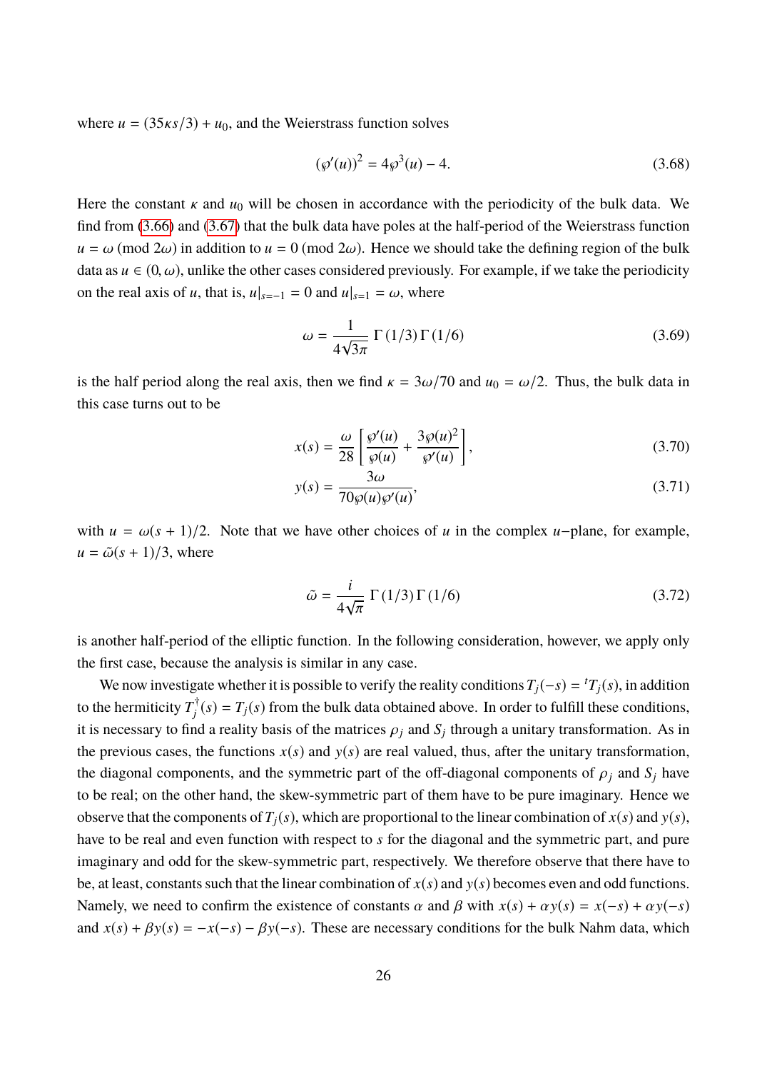where $u = (35\kappa s/3) + u_0$, and the Weierstrass function solves

$$(\wp'(u))^2 = 4\wp^3(u) - 4. \tag{3.68}$$

Here the constant $\kappa$ and $u_0$ will be chosen in accordance with the periodicity of the bulk data. We find from (3.66) and (3.67) that the bulk data have poles at the half-period of the Weierstrass function $u = \omega \pmod{2\omega}$ in addition to $u = 0 \pmod{2\omega}$. Hence we should take the defining region of the bulk data as $u \in (0, \omega)$, unlike the other cases considered previously. For example, if we take the periodicity on the real axis of $u$, that is, $u|_{s=-1} = 0$ and $u|_{s=1} = \omega$, where

$$\omega = \frac{1}{4\sqrt{3\pi}} \Gamma(1/3)\Gamma(1/6) \tag{3.69}$$

is the half period along the real axis, then we find $\kappa = 3\omega/70$ and $u_0 = \omega/2$. Thus, the bulk data in this case turns out to be

$$x(s) = \frac{\omega}{28}\left[\frac{\wp'(u)}{\wp(u)} + \frac{3\wp(u)^2}{\wp'(u)}\right], \tag{3.70}$$

$$y(s) = \frac{3\omega}{70\wp(u)\wp'(u)}, \tag{3.71}$$

with $u = \omega(s+1)/2$. Note that we have other choices of $u$ in the complex $u-$plane, for example, $u = \tilde{\omega}(s+1)/3$, where

$$\tilde{\omega} = \frac{i}{4\sqrt{\pi}} \Gamma(1/3)\Gamma(1/6) \tag{3.72}$$

is another half-period of the elliptic function. In the following consideration, however, we apply only the first case, because the analysis is similar in any case.

We now investigate whether it is possible to verify the reality conditions $T_j(-s) = {}^tT_j(s)$, in addition to the hermiticity $T_j^\dagger(s) = T_j(s)$ from the bulk data obtained above. In order to fulfill these conditions, it is necessary to find a reality basis of the matrices $\rho_j$ and $S_j$ through a unitary transformation. As in the previous cases, the functions $x(s)$ and $y(s)$ are real valued, thus, after the unitary transformation, the diagonal components, and the symmetric part of the off-diagonal components of $\rho_j$ and $S_j$ have to be real; on the other hand, the skew-symmetric part of them have to be pure imaginary. Hence we observe that the components of $T_j(s)$, which are proportional to the linear combination of $x(s)$ and $y(s)$, have to be real and even function with respect to $s$ for the diagonal and the symmetric part, and pure imaginary and odd for the skew-symmetric part, respectively. We therefore observe that there have to be, at least, constants such that the linear combination of $x(s)$ and $y(s)$ becomes even and odd functions. Namely, we need to confirm the existence of constants $\alpha$ and $\beta$ with $x(s) + \alpha y(s) = x(-s) + \alpha y(-s)$ and $x(s) + \beta y(s) = -x(-s) - \beta y(-s)$. These are necessary conditions for the bulk Nahm data, which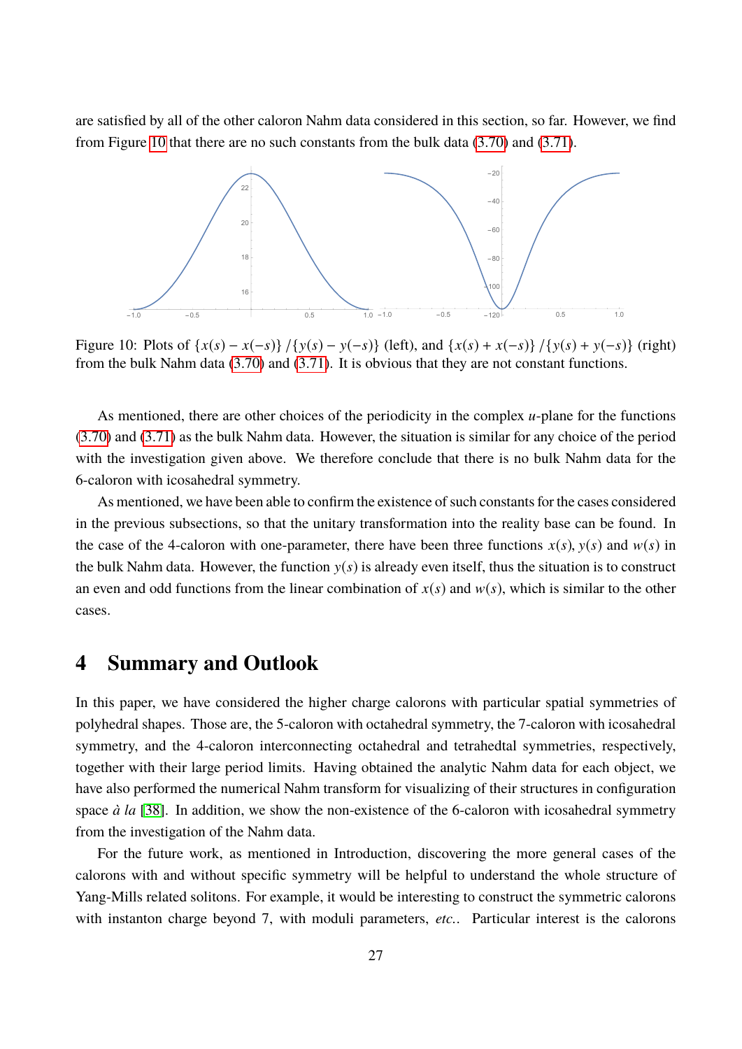are satisfied by all of the other caloron Nahm data considered in this section, so far. However, we find from Figure 10 that there are no such constants from the bulk data (3.70) and (3.71).

Figure 10: Plots of $\{x(s) - x(-s)\} / \{y(s) - y(-s)\}$ (left), and $\{x(s) + x(-s)\} / \{y(s) + y(-s)\}$ (right) from the bulk Nahm data (3.70) and (3.71). It is obvious that they are not constant functions.

As mentioned, there are other choices of the periodicity in the complex $u$-plane for the functions (3.70) and (3.71) as the bulk Nahm data. However, the situation is similar for any choice of the period with the investigation given above. We therefore conclude that there is no bulk Nahm data for the 6-caloron with icosahedral symmetry.

As mentioned, we have been able to confirm the existence of such constants for the cases considered in the previous subsections, so that the unitary transformation into the reality base can be found. In the case of the 4-caloron with one-parameter, there have been three functions $x(s)$, $y(s)$ and $w(s)$ in the bulk Nahm data. However, the function $y(s)$ is already even itself, thus the situation is to construct an even and odd functions from the linear combination of $x(s)$ and $w(s)$, which is similar to the other cases.

# 4 Summary and Outlook

In this paper, we have considered the higher charge calorons with particular spatial symmetries of polyhedral shapes. Those are, the 5-caloron with octahedral symmetry, the 7-caloron with icosahedral symmetry, and the 4-caloron interconnecting octahedral and tetrahedtal symmetries, respectively, together with their large period limits. Having obtained the analytic Nahm data for each object, we have also performed the numerical Nahm transform for visualizing of their structures in configuration space *à la* [38]. In addition, we show the non-existence of the 6-caloron with icosahedral symmetry from the investigation of the Nahm data.

For the future work, as mentioned in Introduction, discovering the more general cases of the calorons with and without specific symmetry will be helpful to understand the whole structure of Yang-Mills related solitons. For example, it would be interesting to construct the symmetric calorons with instanton charge beyond 7, with moduli parameters, *etc.*. Particular interest is the calorons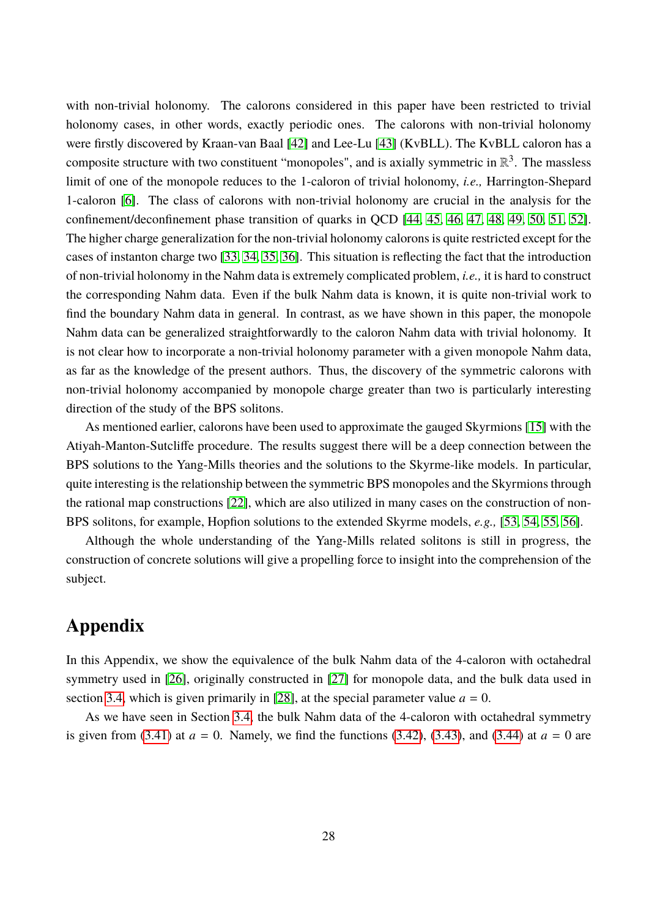with non-trivial holonomy. The calorons considered in this paper have been restricted to trivial holonomy cases, in other words, exactly periodic ones. The calorons with non-trivial holonomy were firstly discovered by Kraan-van Baal [42] and Lee-Lu [43] (KvBLL). The KvBLL caloron has a composite structure with two constituent "monopoles", and is axially symmetric in $\mathbb{R}^3$. The massless limit of one of the monopole reduces to the 1-caloron of trivial holonomy, *i.e.,* Harrington-Shepard 1-caloron [6]. The class of calorons with non-trivial holonomy are crucial in the analysis for the confinement/deconfinement phase transition of quarks in QCD [44, 45, 46, 47, 48, 49, 50, 51, 52]. The higher charge generalization for the non-trivial holonomy calorons is quite restricted except for the cases of instanton charge two [33, 34, 35, 36]. This situation is reflecting the fact that the introduction of non-trivial holonomy in the Nahm data is extremely complicated problem, *i.e.,* it is hard to construct the corresponding Nahm data. Even if the bulk Nahm data is known, it is quite non-trivial work to find the boundary Nahm data in general. In contrast, as we have shown in this paper, the monopole Nahm data can be generalized straightforwardly to the caloron Nahm data with trivial holonomy. It is not clear how to incorporate a non-trivial holonomy parameter with a given monopole Nahm data, as far as the knowledge of the present authors. Thus, the discovery of the symmetric calorons with non-trivial holonomy accompanied by monopole charge greater than two is particularly interesting direction of the study of the BPS solitons.

As mentioned earlier, calorons have been used to approximate the gauged Skyrmions [15] with the Atiyah-Manton-Sutcliffe procedure. The results suggest there will be a deep connection between the BPS solutions to the Yang-Mills theories and the solutions to the Skyrme-like models. In particular, quite interesting is the relationship between the symmetric BPS monopoles and the Skyrmions through the rational map constructions [22], which are also utilized in many cases on the construction of non-BPS solitons, for example, Hopfion solutions to the extended Skyrme models, *e.g.,* [53, 54, 55, 56].

Although the whole understanding of the Yang-Mills related solitons is still in progress, the construction of concrete solutions will give a propelling force to insight into the comprehension of the subject.

# Appendix

In this Appendix, we show the equivalence of the bulk Nahm data of the 4-caloron with octahedral symmetry used in [26], originally constructed in [27] for monopole data, and the bulk data used in section 3.4, which is given primarily in [28], at the special parameter value $a = 0$.

As we have seen in Section 3.4, the bulk Nahm data of the 4-caloron with octahedral symmetry is given from (3.41) at $a = 0$. Namely, we find the functions (3.42), (3.43), and (3.44) at $a = 0$ are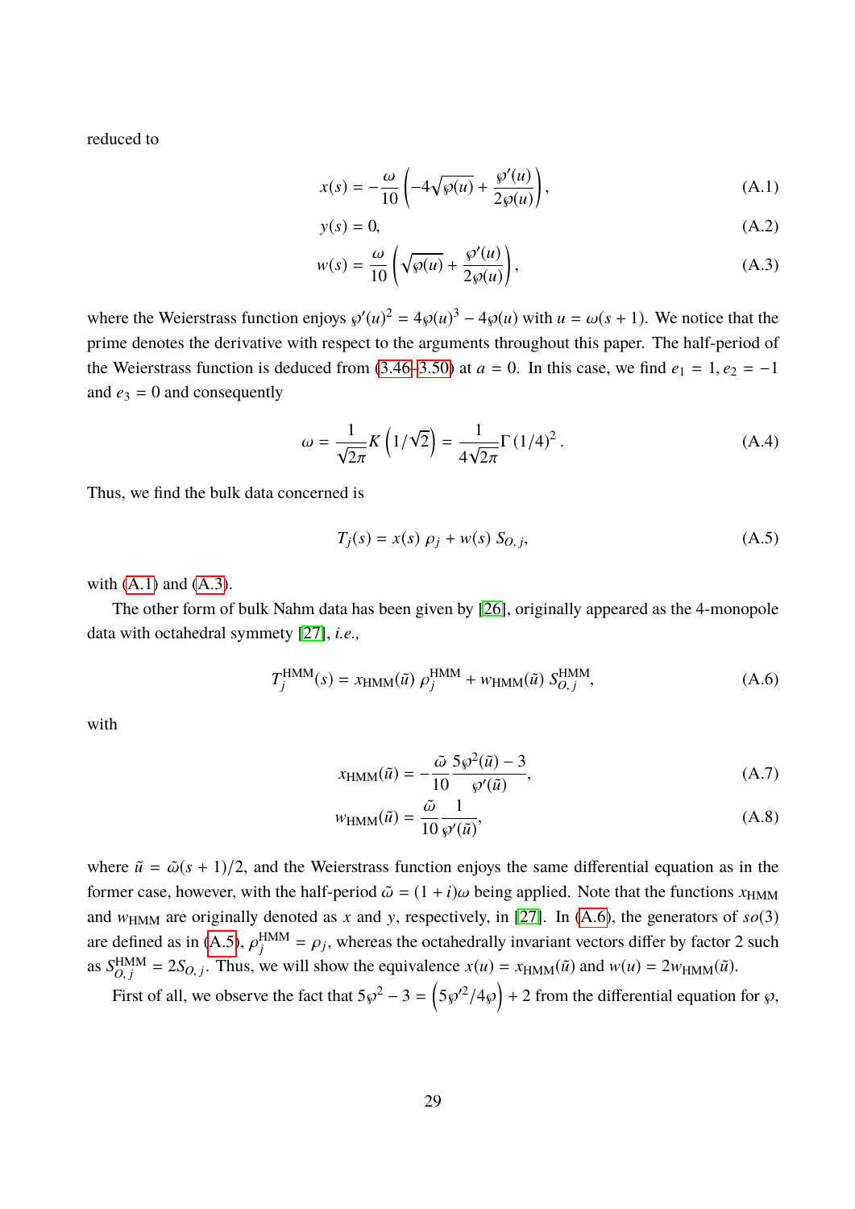reduced to

$$x(s) = -\frac{\omega}{10}\left(-4\sqrt{\wp(u)} + \frac{\wp'(u)}{2\wp(u)}\right), \tag{A.1}$$

$$y(s) = 0, \tag{A.2}$$

$$w(s) = \frac{\omega}{10}\left(\sqrt{\wp(u)} + \frac{\wp'(u)}{2\wp(u)}\right), \tag{A.3}$$

where the Weierstrass function enjoys $\wp'(u)^2 = 4\wp(u)^3 - 4\wp(u)$ with $u = \omega(s+1)$. We notice that the prime denotes the derivative with respect to the arguments throughout this paper. The half-period of the Weierstrass function is deduced from (3.46–3.50) at $a = 0$. In this case, we find $e_1 = 1, e_2 = -1$ and $e_3 = 0$ and consequently

$$\omega = \frac{1}{\sqrt{2}\pi}K\left(1/\sqrt{2}\right) = \frac{1}{4\sqrt{2\pi}}\Gamma\left(1/4\right)^2. \tag{A.4}$$

Thus, we find the bulk data concerned is

$$T_j(s) = x(s)\,\rho_j + w(s)\,S_{O,\,j}, \tag{A.5}$$

with (A.1) and (A.3).

The other form of bulk Nahm data has been given by [26], originally appeared as the 4-monopole data with octahedral symmetry [27], *i.e.,*

$$T_j^{\mathrm{HMM}}(s) = x_{\mathrm{HMM}}(\tilde{u})\,\rho_j^{\mathrm{HMM}} + w_{\mathrm{HMM}}(\tilde{u})\,S_{O,\,j}^{\mathrm{HMM}}, \tag{A.6}$$

with

$$x_{\mathrm{HMM}}(\tilde{u}) = -\frac{\tilde{\omega}}{10}\frac{5\wp^2(\tilde{u}) - 3}{\wp'(\tilde{u})}, \tag{A.7}$$

$$w_{\mathrm{HMM}}(\tilde{u}) = \frac{\tilde{\omega}}{10}\frac{1}{\wp'(\tilde{u})}, \tag{A.8}$$

where $\tilde{u} = \tilde{\omega}(s+1)/2$, and the Weierstrass function enjoys the same differential equation as in the former case, however, with the half-period $\tilde{\omega} = (1+i)\omega$ being applied. Note that the functions $x_{\mathrm{HMM}}$ and $w_{\mathrm{HMM}}$ are originally denoted as $x$ and $y$, respectively, in [27]. In (A.6), the generators of $so(3)$ are defined as in (A.5), $\rho_j^{\mathrm{HMM}} = \rho_j$, whereas the octahedrally invariant vectors differ by factor 2 such as $S_{O,\,j}^{\mathrm{HMM}} = 2S_{O,\,j}$. Thus, we will show the equivalence $x(u) = x_{\mathrm{HMM}}(\tilde{u})$ and $w(u) = 2w_{\mathrm{HMM}}(\tilde{u})$.

First of all, we observe the fact that $5\wp^2 - 3 = \left(5\wp'^2/4\wp\right) + 2$ from the differential equation for $\wp$,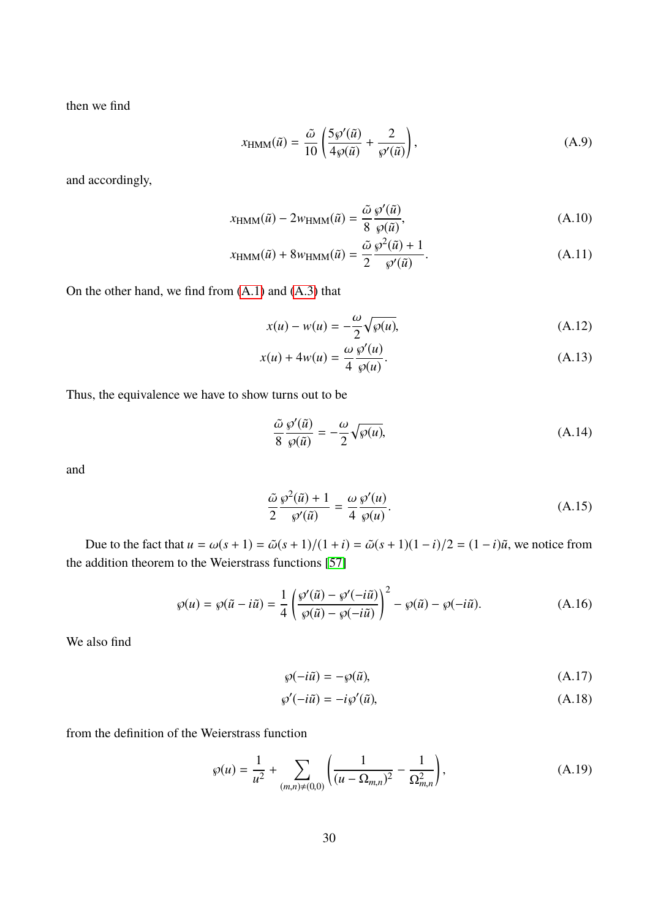then we find

$$x_{\rm HMM}(\tilde{u}) = \frac{\tilde{\omega}}{10}\left(\frac{5\wp'(\tilde{u})}{4\wp(\tilde{u})} + \frac{2}{\wp'(\tilde{u})}\right), \tag{A.9}$$

and accordingly,

$$x_{\rm HMM}(\tilde{u}) - 2w_{\rm HMM}(\tilde{u}) = \frac{\tilde{\omega}}{8}\frac{\wp'(\tilde{u})}{\wp(\tilde{u})}, \tag{A.10}$$

$$x_{\rm HMM}(\tilde{u}) + 8w_{\rm HMM}(\tilde{u}) = \frac{\tilde{\omega}}{2}\frac{\wp^2(\tilde{u}) + 1}{\wp'(\tilde{u})}. \tag{A.11}$$

On the other hand, we find from (A.1) and (A.3) that

$$x(u) - w(u) = -\frac{\omega}{2}\sqrt{\wp(u)}, \tag{A.12}$$

$$x(u) + 4w(u) = \frac{\omega}{4}\frac{\wp'(u)}{\wp(u)}. \tag{A.13}$$

Thus, the equivalence we have to show turns out to be

$$\frac{\tilde{\omega}}{8}\frac{\wp'(\tilde{u})}{\wp(\tilde{u})} = -\frac{\omega}{2}\sqrt{\wp(u)}, \tag{A.14}$$

and

$$\frac{\tilde{\omega}}{2}\frac{\wp^2(\tilde{u}) + 1}{\wp'(\tilde{u})} = \frac{\omega}{4}\frac{\wp'(u)}{\wp(u)}. \tag{A.15}$$

Due to the fact that $u = \omega(s+1) = \tilde{\omega}(s+1)/(1+i) = \tilde{\omega}(s+1)(1-i)/2 = (1-i)\tilde{u}$, we notice from the addition theorem to the Weierstrass functions [57]

$$\wp(u) = \wp(\tilde{u} - i\tilde{u}) = \frac{1}{4}\left(\frac{\wp'(\tilde{u}) - \wp'(-i\tilde{u})}{\wp(\tilde{u}) - \wp(-i\tilde{u})}\right)^2 - \wp(\tilde{u}) - \wp(-i\tilde{u}). \tag{A.16}$$

We also find

$$\wp(-i\tilde{u}) = -\wp(\tilde{u}), \tag{A.17}$$

$$\wp'(-i\tilde{u}) = -i\wp'(\tilde{u}), \tag{A.18}$$

from the definition of the Weierstrass function

$$\wp(u) = \frac{1}{u^2} + \sum_{(m,n)\neq(0,0)}\left(\frac{1}{(u-\Omega_{m,n})^2} - \frac{1}{\Omega_{m,n}^2}\right), \tag{A.19}$$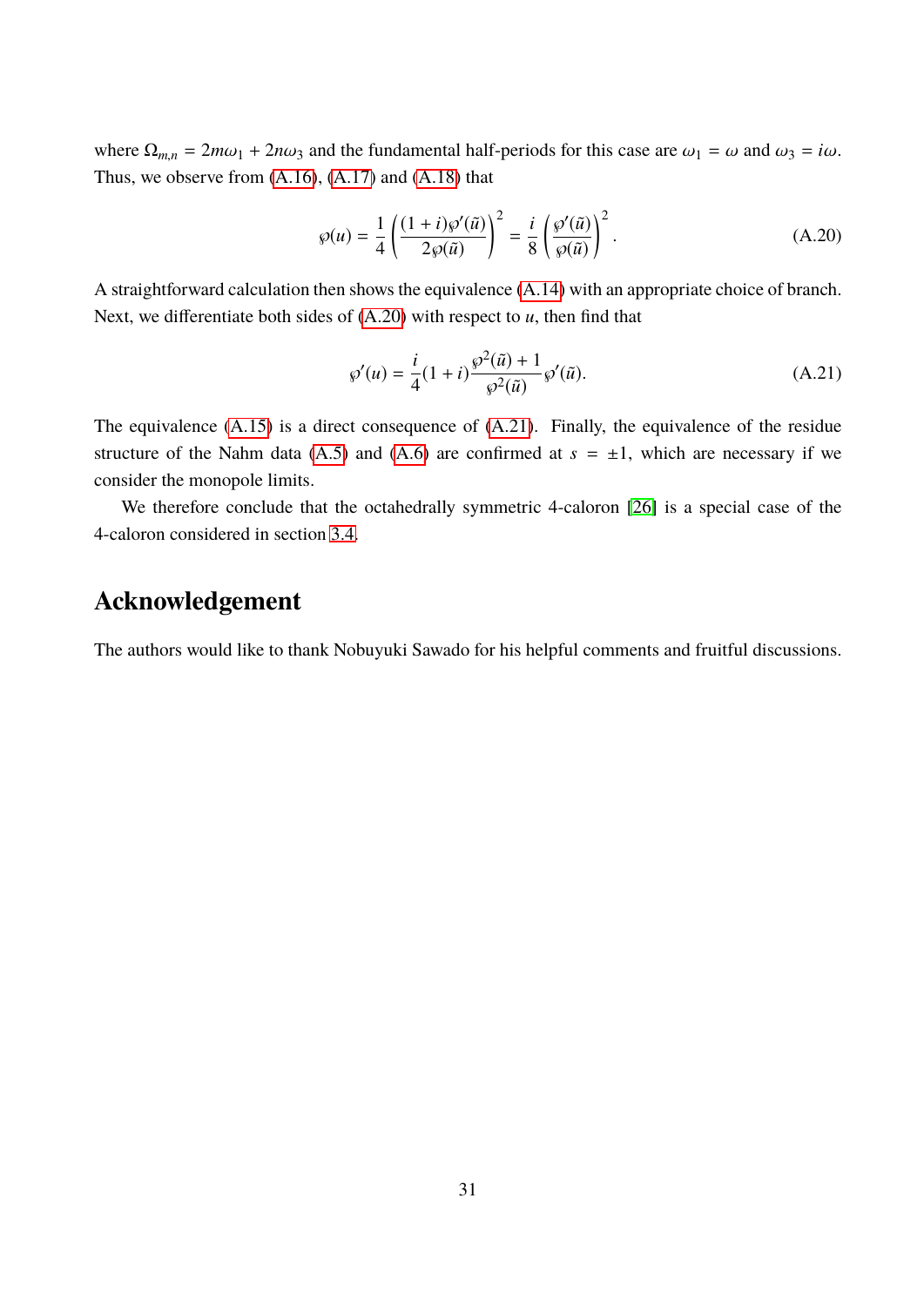where $\Omega_{m,n} = 2m\omega_1 + 2n\omega_3$ and the fundamental half-periods for this case are $\omega_1 = \omega$ and $\omega_3 = i\omega$. Thus, we observe from (A.16), (A.17) and (A.18) that

$$\wp(u) = \frac{1}{4}\left(\frac{(1+i)\wp'(\tilde{u})}{2\wp(\tilde{u})}\right)^2 = \frac{i}{8}\left(\frac{\wp'(\tilde{u})}{\wp(\tilde{u})}\right)^2. \tag{A.20}$$

A straightforward calculation then shows the equivalence (A.14) with an appropriate choice of branch. Next, we differentiate both sides of (A.20) with respect to $u$, then find that

$$\wp'(u) = \frac{i}{4}(1+i)\frac{\wp^2(\tilde{u})+1}{\wp^2(\tilde{u})}\wp'(\tilde{u}). \tag{A.21}$$

The equivalence (A.15) is a direct consequence of (A.21). Finally, the equivalence of the residue structure of the Nahm data (A.5) and (A.6) are confirmed at $s = \pm 1$, which are necessary if we consider the monopole limits.

We therefore conclude that the octahedrally symmetric 4-caloron [26] is a special case of the 4-caloron considered in section 3.4.

# Acknowledgement

The authors would like to thank Nobuyuki Sawado for his helpful comments and fruitful discussions.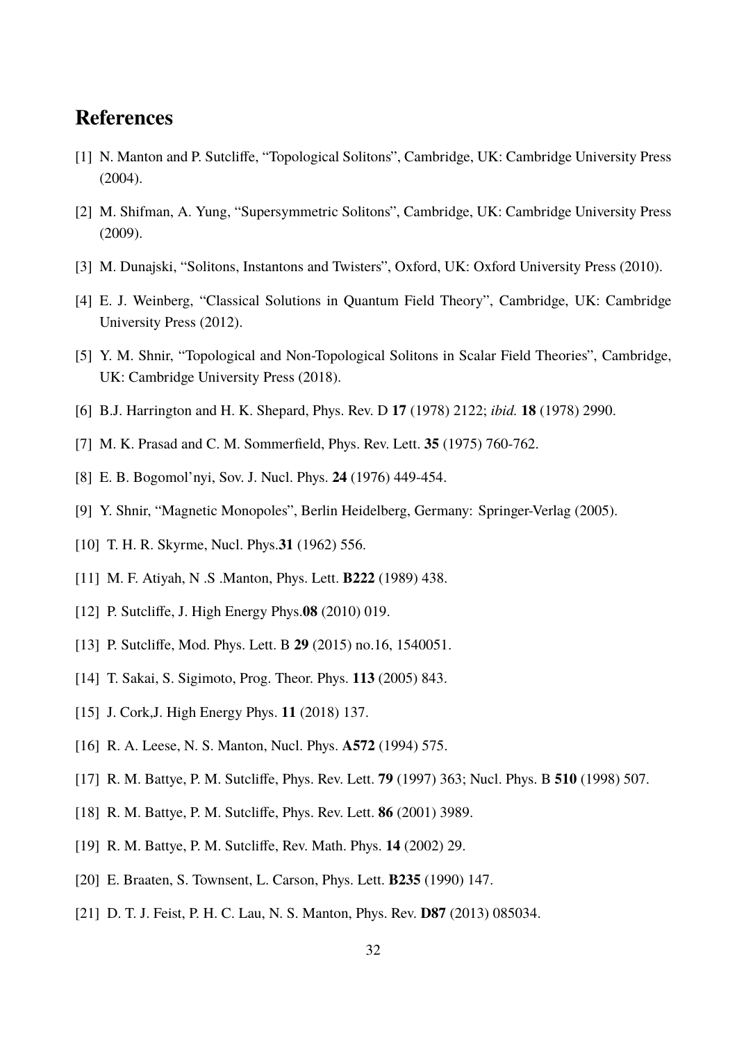## References

[1] N. Manton and P. Sutcliffe, "Topological Solitons", Cambridge, UK: Cambridge University Press (2004).

[2] M. Shifman, A. Yung, "Supersymmetric Solitons", Cambridge, UK: Cambridge University Press (2009).

[3] M. Dunajski, "Solitons, Instantons and Twisters", Oxford, UK: Oxford University Press (2010).

[4] E. J. Weinberg, "Classical Solutions in Quantum Field Theory", Cambridge, UK: Cambridge University Press (2012).

[5] Y. M. Shnir, "Topological and Non-Topological Solitons in Scalar Field Theories", Cambridge, UK: Cambridge University Press (2018).

[6] B.J. Harrington and H. K. Shepard, Phys. Rev. D **17** (1978) 2122; *ibid.* **18** (1978) 2990.

[7] M. K. Prasad and C. M. Sommerfield, Phys. Rev. Lett. **35** (1975) 760-762.

[8] E. B. Bogomol'nyi, Sov. J. Nucl. Phys. **24** (1976) 449-454.

[9] Y. Shnir, "Magnetic Monopoles", Berlin Heidelberg, Germany: Springer-Verlag (2005).

[10] T. H. R. Skyrme, Nucl. Phys.**31** (1962) 556.

[11] M. F. Atiyah, N .S .Manton, Phys. Lett. **B222** (1989) 438.

[12] P. Sutcliffe, J. High Energy Phys.**08** (2010) 019.

[13] P. Sutcliffe, Mod. Phys. Lett. B **29** (2015) no.16, 1540051.

[14] T. Sakai, S. Sigimoto, Prog. Theor. Phys. **113** (2005) 843.

[15] J. Cork,J. High Energy Phys. **11** (2018) 137.

[16] R. A. Leese, N. S. Manton, Nucl. Phys. **A572** (1994) 575.

[17] R. M. Battye, P. M. Sutcliffe, Phys. Rev. Lett. **79** (1997) 363; Nucl. Phys. B **510** (1998) 507.

[18] R. M. Battye, P. M. Sutcliffe, Phys. Rev. Lett. **86** (2001) 3989.

[19] R. M. Battye, P. M. Sutcliffe, Rev. Math. Phys. **14** (2002) 29.

[20] E. Braaten, S. Townsent, L. Carson, Phys. Lett. **B235** (1990) 147.

[21] D. T. J. Feist, P. H. C. Lau, N. S. Manton, Phys. Rev. **D87** (2013) 085034.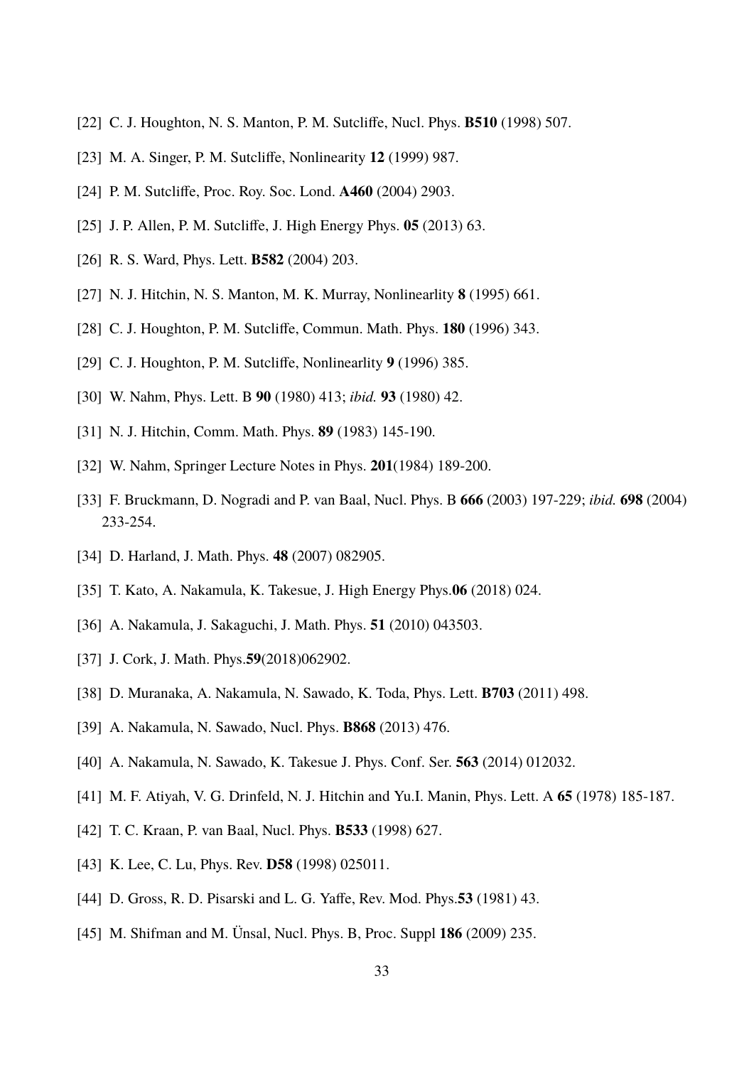[22] C. J. Houghton, N. S. Manton, P. M. Sutcliffe, Nucl. Phys. **B510** (1998) 507.

[23] M. A. Singer, P. M. Sutcliffe, Nonlinearity **12** (1999) 987.

[24] P. M. Sutcliffe, Proc. Roy. Soc. Lond. **A460** (2004) 2903.

[25] J. P. Allen, P. M. Sutcliffe, J. High Energy Phys. **05** (2013) 63.

[26] R. S. Ward, Phys. Lett. **B582** (2004) 203.

[27] N. J. Hitchin, N. S. Manton, M. K. Murray, Nonlinearlity **8** (1995) 661.

[28] C. J. Houghton, P. M. Sutcliffe, Commun. Math. Phys. **180** (1996) 343.

[29] C. J. Houghton, P. M. Sutcliffe, Nonlinearlity **9** (1996) 385.

[30] W. Nahm, Phys. Lett. B **90** (1980) 413; *ibid.* **93** (1980) 42.

[31] N. J. Hitchin, Comm. Math. Phys. **89** (1983) 145-190.

[32] W. Nahm, Springer Lecture Notes in Phys. **201**(1984) 189-200.

[33] F. Bruckmann, D. Nogradi and P. van Baal, Nucl. Phys. B **666** (2003) 197-229; *ibid.* **698** (2004) 233-254.

[34] D. Harland, J. Math. Phys. **48** (2007) 082905.

[35] T. Kato, A. Nakamula, K. Takesue, J. High Energy Phys.**06** (2018) 024.

[36] A. Nakamula, J. Sakaguchi, J. Math. Phys. **51** (2010) 043503.

[37] J. Cork, J. Math. Phys.**59**(2018)062902.

[38] D. Muranaka, A. Nakamula, N. Sawado, K. Toda, Phys. Lett. **B703** (2011) 498.

[39] A. Nakamula, N. Sawado, Nucl. Phys. **B868** (2013) 476.

[40] A. Nakamula, N. Sawado, K. Takesue J. Phys. Conf. Ser. **563** (2014) 012032.

[41] M. F. Atiyah, V. G. Drinfeld, N. J. Hitchin and Yu.I. Manin, Phys. Lett. A **65** (1978) 185-187.

[42] T. C. Kraan, P. van Baal, Nucl. Phys. **B533** (1998) 627.

[43] K. Lee, C. Lu, Phys. Rev. **D58** (1998) 025011.

[44] D. Gross, R. D. Pisarski and L. G. Yaffe, Rev. Mod. Phys.**53** (1981) 43.

[45] M. Shifman and M. Ünsal, Nucl. Phys. B, Proc. Suppl **186** (2009) 235.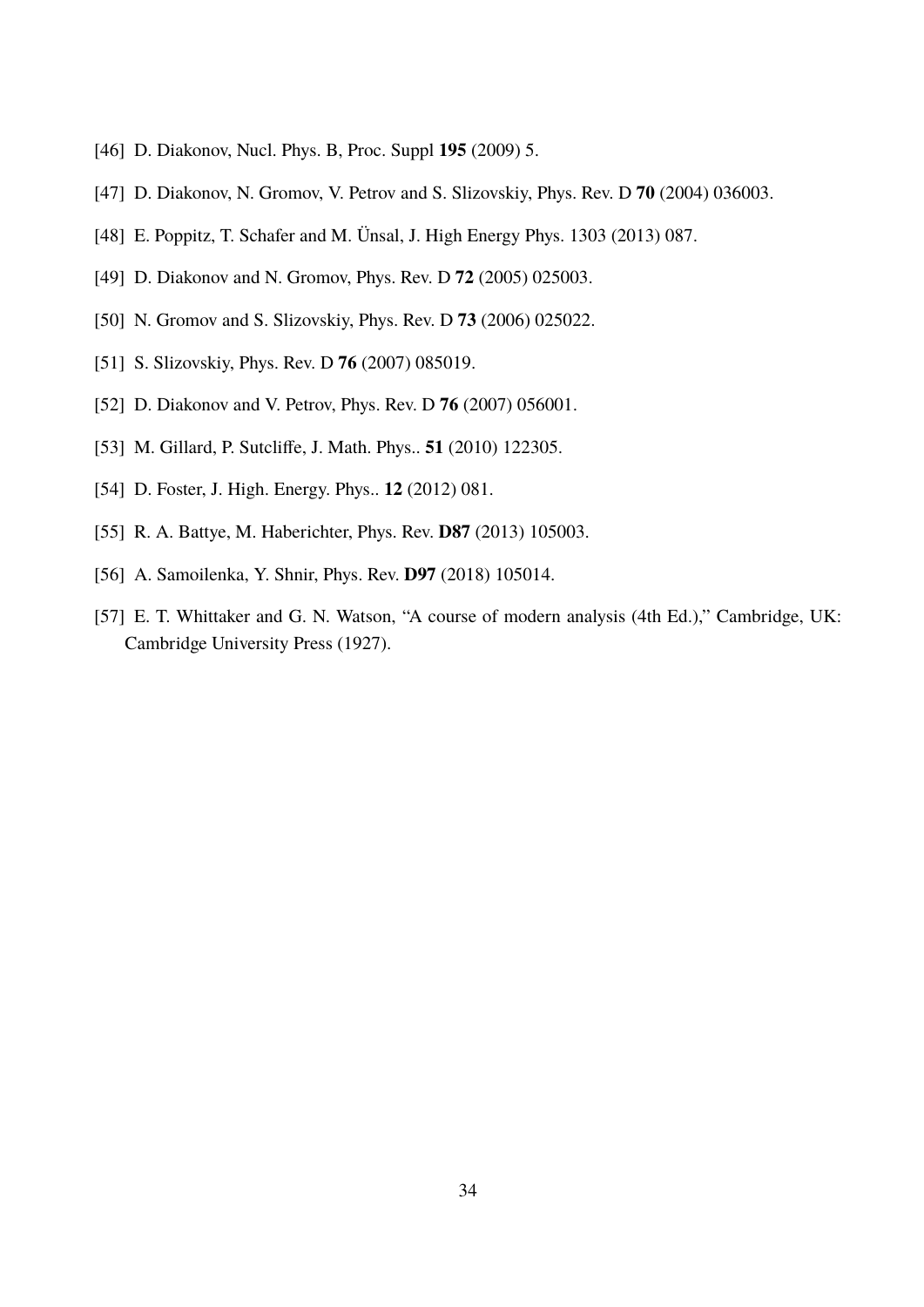[46] D. Diakonov, Nucl. Phys. B, Proc. Suppl **195** (2009) 5.

[47] D. Diakonov, N. Gromov, V. Petrov and S. Slizovskiy, Phys. Rev. D **70** (2004) 036003.

[48] E. Poppitz, T. Schafer and M. Ünsal, J. High Energy Phys. 1303 (2013) 087.

[49] D. Diakonov and N. Gromov, Phys. Rev. D **72** (2005) 025003.

[50] N. Gromov and S. Slizovskiy, Phys. Rev. D **73** (2006) 025022.

[51] S. Slizovskiy, Phys. Rev. D **76** (2007) 085019.

[52] D. Diakonov and V. Petrov, Phys. Rev. D **76** (2007) 056001.

[53] M. Gillard, P. Sutcliffe, J. Math. Phys.. **51** (2010) 122305.

[54] D. Foster, J. High. Energy. Phys.. **12** (2012) 081.

[55] R. A. Battye, M. Haberichter, Phys. Rev. **D87** (2013) 105003.

[56] A. Samoilenka, Y. Shnir, Phys. Rev. **D97** (2018) 105014.

[57] E. T. Whittaker and G. N. Watson, "A course of modern analysis (4th Ed.)," Cambridge, UK: Cambridge University Press (1927).